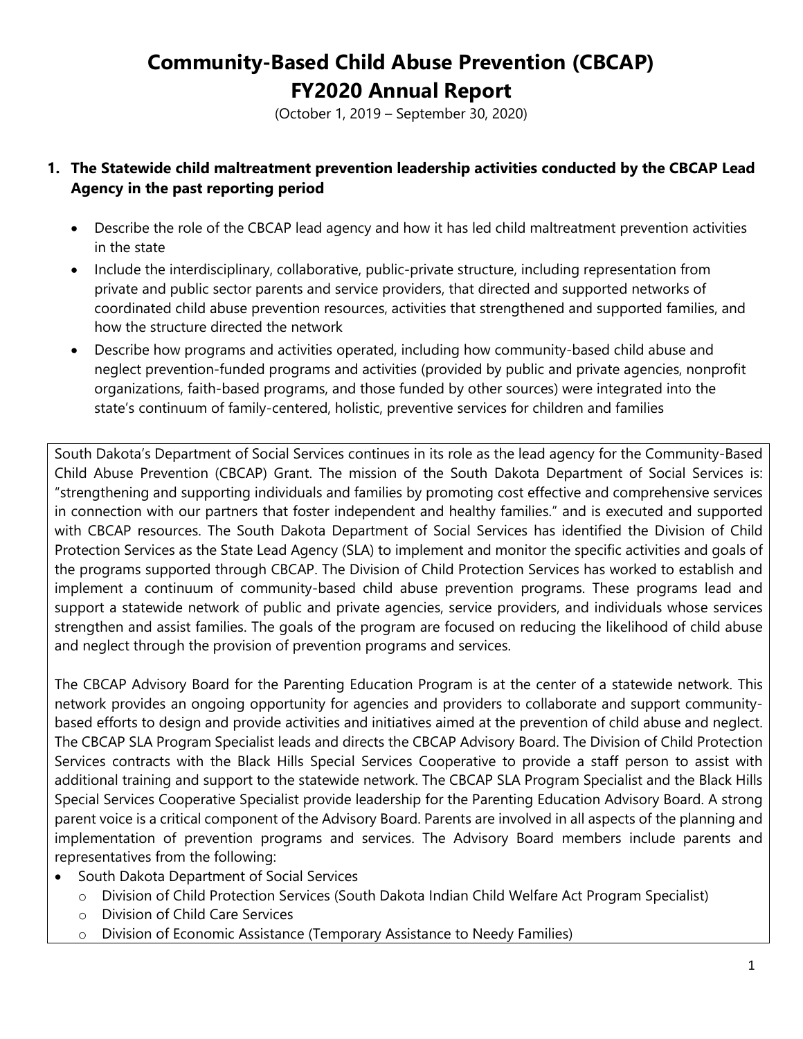# Community-Based Child Abuse Prevention (CBCAP)
# FY2020 Annual Report

(October 1, 2019 – September 30, 2020)

## 1. The Statewide child maltreatment prevention leadership activities conducted by the CBCAP Lead Agency in the past reporting period

- Describe the role of the CBCAP lead agency and how it has led child maltreatment prevention activities in the state
- Include the interdisciplinary, collaborative, public-private structure, including representation from private and public sector parents and service providers, that directed and supported networks of coordinated child abuse prevention resources, activities that strengthened and supported families, and how the structure directed the network
- Describe how programs and activities operated, including how community-based child abuse and neglect prevention-funded programs and activities (provided by public and private agencies, nonprofit organizations, faith-based programs, and those funded by other sources) were integrated into the state's continuum of family-centered, holistic, preventive services for children and families

South Dakota's Department of Social Services continues in its role as the lead agency for the Community-Based Child Abuse Prevention (CBCAP) Grant. The mission of the South Dakota Department of Social Services is: "strengthening and supporting individuals and families by promoting cost effective and comprehensive services in connection with our partners that foster independent and healthy families." and is executed and supported with CBCAP resources. The South Dakota Department of Social Services has identified the Division of Child Protection Services as the State Lead Agency (SLA) to implement and monitor the specific activities and goals of the programs supported through CBCAP. The Division of Child Protection Services has worked to establish and implement a continuum of community-based child abuse prevention programs. These programs lead and support a statewide network of public and private agencies, service providers, and individuals whose services strengthen and assist families. The goals of the program are focused on reducing the likelihood of child abuse and neglect through the provision of prevention programs and services.

The CBCAP Advisory Board for the Parenting Education Program is at the center of a statewide network. This network provides an ongoing opportunity for agencies and providers to collaborate and support community-based efforts to design and provide activities and initiatives aimed at the prevention of child abuse and neglect. The CBCAP SLA Program Specialist leads and directs the CBCAP Advisory Board. The Division of Child Protection Services contracts with the Black Hills Special Services Cooperative to provide a staff person to assist with additional training and support to the statewide network. The CBCAP SLA Program Specialist and the Black Hills Special Services Cooperative Specialist provide leadership for the Parenting Education Advisory Board. A strong parent voice is a critical component of the Advisory Board. Parents are involved in all aspects of the planning and implementation of prevention programs and services. The Advisory Board members include parents and representatives from the following:

- South Dakota Department of Social Services
  - Division of Child Protection Services (South Dakota Indian Child Welfare Act Program Specialist)
  - Division of Child Care Services
  - Division of Economic Assistance (Temporary Assistance to Needy Families)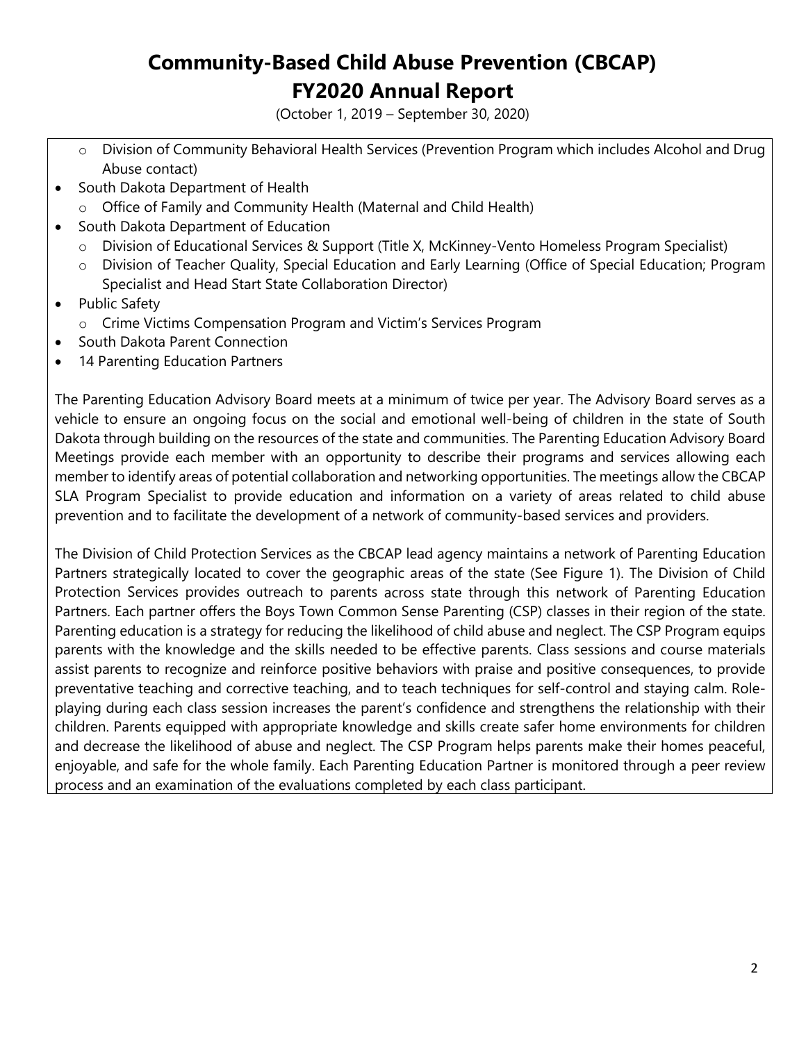- Division of Community Behavioral Health Services (Prevention Program which includes Alcohol and Drug Abuse contact)

- South Dakota Department of Health
  - Office of Family and Community Health (Maternal and Child Health)
- South Dakota Department of Education
  - Division of Educational Services & Support (Title X, McKinney-Vento Homeless Program Specialist)
  - Division of Teacher Quality, Special Education and Early Learning (Office of Special Education; Program Specialist and Head Start State Collaboration Director)
- Public Safety
  - Crime Victims Compensation Program and Victim's Services Program
- South Dakota Parent Connection
- 14 Parenting Education Partners

The Parenting Education Advisory Board meets at a minimum of twice per year. The Advisory Board serves as a vehicle to ensure an ongoing focus on the social and emotional well-being of children in the state of South Dakota through building on the resources of the state and communities. The Parenting Education Advisory Board Meetings provide each member with an opportunity to describe their programs and services allowing each member to identify areas of potential collaboration and networking opportunities. The meetings allow the CBCAP SLA Program Specialist to provide education and information on a variety of areas related to child abuse prevention and to facilitate the development of a network of community-based services and providers.

The Division of Child Protection Services as the CBCAP lead agency maintains a network of Parenting Education Partners strategically located to cover the geographic areas of the state (See Figure 1). The Division of Child Protection Services provides outreach to parents across state through this network of Parenting Education Partners. Each partner offers the Boys Town Common Sense Parenting (CSP) classes in their region of the state. Parenting education is a strategy for reducing the likelihood of child abuse and neglect. The CSP Program equips parents with the knowledge and the skills needed to be effective parents. Class sessions and course materials assist parents to recognize and reinforce positive behaviors with praise and positive consequences, to provide preventative teaching and corrective teaching, and to teach techniques for self-control and staying calm. Role-playing during each class session increases the parent's confidence and strengthens the relationship with their children. Parents equipped with appropriate knowledge and skills create safer home environments for children and decrease the likelihood of abuse and neglect. The CSP Program helps parents make their homes peaceful, enjoyable, and safe for the whole family. Each Parenting Education Partner is monitored through a peer review process and an examination of the evaluations completed by each class participant.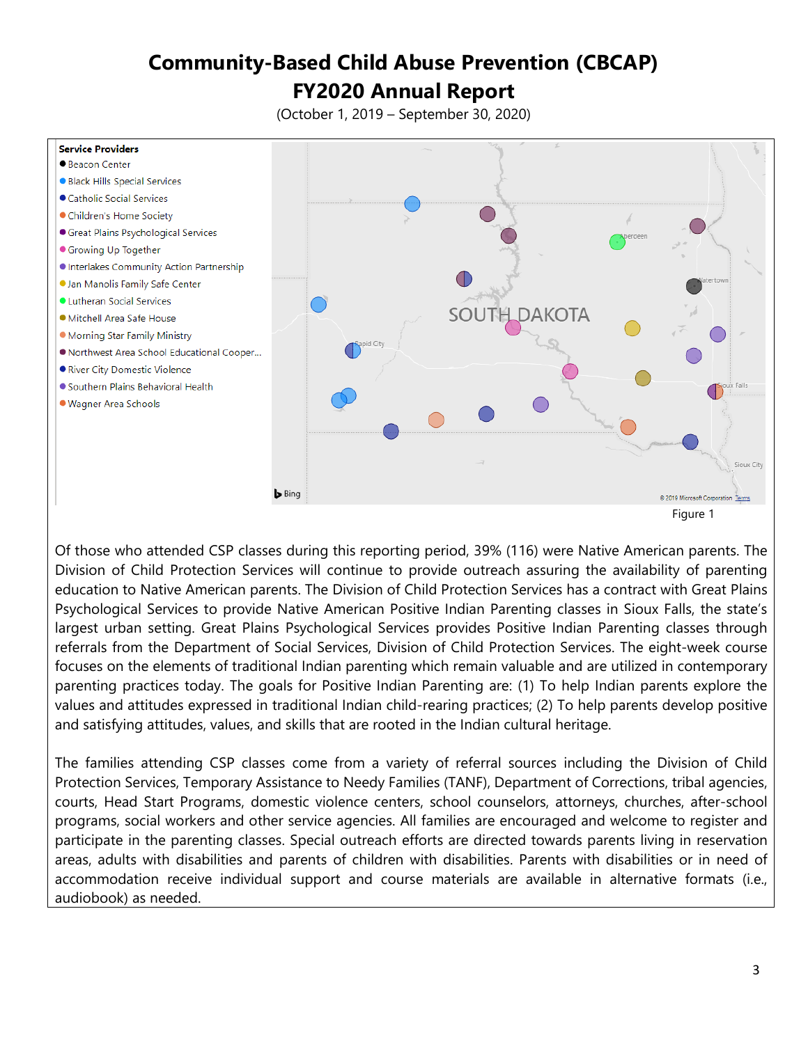# Community-Based Child Abuse Prevention (CBCAP)
# FY2020 Annual Report

(October 1, 2019 – September 30, 2020)

**Service Providers**

- Beacon Center
- Black Hills Special Services
- Catholic Social Services
- Children's Home Society
- Great Plains Psychological Services
- Growing Up Together
- Interlakes Community Action Partnership
- Jan Manolis Family Safe Center
- Lutheran Social Services
- Mitchell Area Safe House
- Morning Star Family Ministry
- Northwest Area School Educational Cooper...
- River City Domestic Violence
- Southern Plains Behavioral Health
- Wagner Area Schools

Figure 1

Of those who attended CSP classes during this reporting period, 39% (116) were Native American parents. The Division of Child Protection Services will continue to provide outreach assuring the availability of parenting education to Native American parents. The Division of Child Protection Services has a contract with Great Plains Psychological Services to provide Native American Positive Indian Parenting classes in Sioux Falls, the state's largest urban setting. Great Plains Psychological Services provides Positive Indian Parenting classes through referrals from the Department of Social Services, Division of Child Protection Services. The eight-week course focuses on the elements of traditional Indian parenting which remain valuable and are utilized in contemporary parenting practices today. The goals for Positive Indian Parenting are: (1) To help Indian parents explore the values and attitudes expressed in traditional Indian child-rearing practices; (2) To help parents develop positive and satisfying attitudes, values, and skills that are rooted in the Indian cultural heritage.

The families attending CSP classes come from a variety of referral sources including the Division of Child Protection Services, Temporary Assistance to Needy Families (TANF), Department of Corrections, tribal agencies, courts, Head Start Programs, domestic violence centers, school counselors, attorneys, churches, after-school programs, social workers and other service agencies. All families are encouraged and welcome to register and participate in the parenting classes. Special outreach efforts are directed towards parents living in reservation areas, adults with disabilities and parents of children with disabilities. Parents with disabilities or in need of accommodation receive individual support and course materials are available in alternative formats (i.e., audiobook) as needed.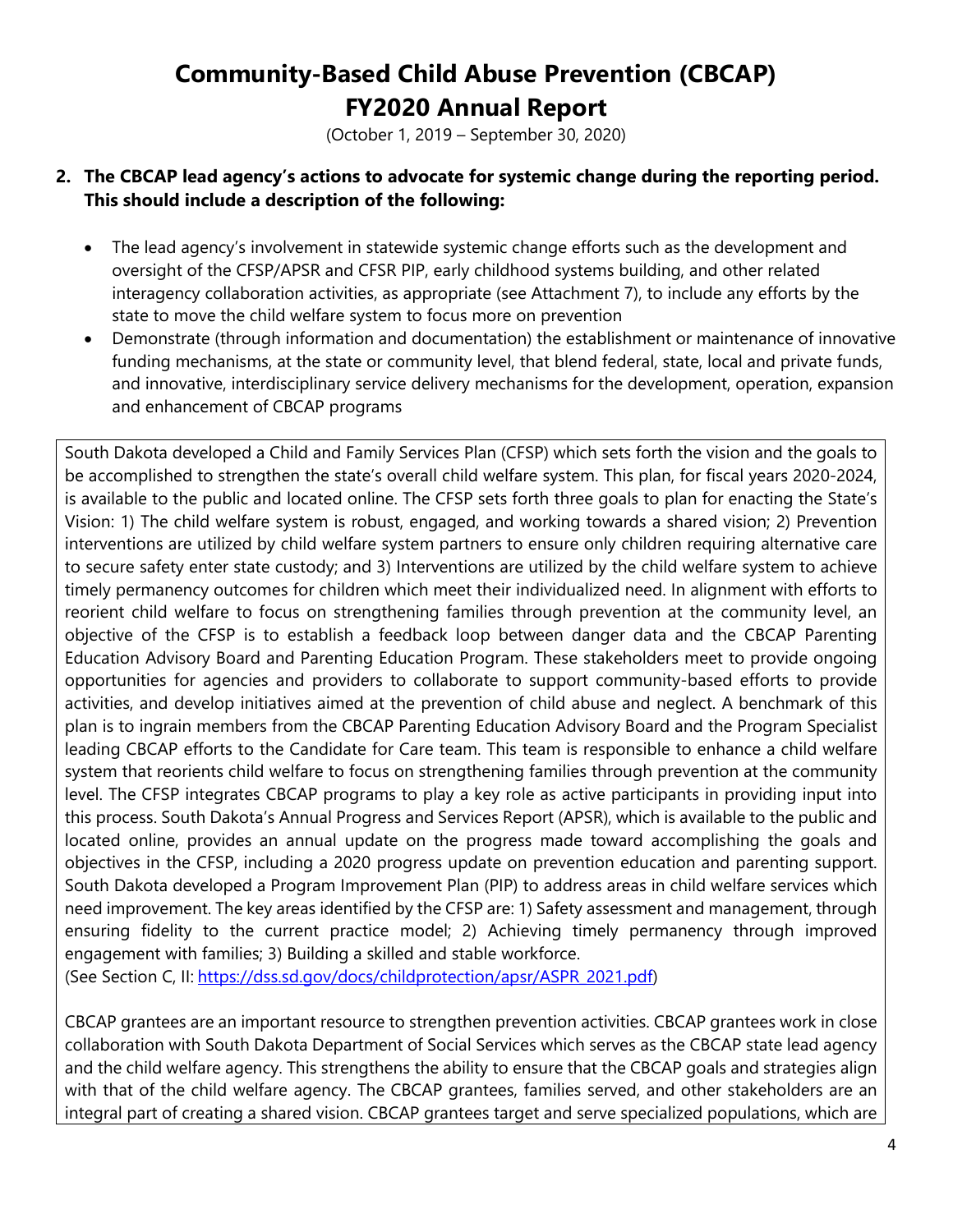# Community-Based Child Abuse Prevention (CBCAP)

# FY2020 Annual Report

(October 1, 2019 – September 30, 2020)

**2. The CBCAP lead agency's actions to advocate for systemic change during the reporting period. This should include a description of the following:**

- The lead agency's involvement in statewide systemic change efforts such as the development and oversight of the CFSP/APSR and CFSR PIP, early childhood systems building, and other related interagency collaboration activities, as appropriate (see Attachment 7), to include any efforts by the state to move the child welfare system to focus more on prevention
- Demonstrate (through information and documentation) the establishment or maintenance of innovative funding mechanisms, at the state or community level, that blend federal, state, local and private funds, and innovative, interdisciplinary service delivery mechanisms for the development, operation, expansion and enhancement of CBCAP programs

South Dakota developed a Child and Family Services Plan (CFSP) which sets forth the vision and the goals to be accomplished to strengthen the state's overall child welfare system. This plan, for fiscal years 2020-2024, is available to the public and located online. The CFSP sets forth three goals to plan for enacting the State's Vision: 1) The child welfare system is robust, engaged, and working towards a shared vision; 2) Prevention interventions are utilized by child welfare system partners to ensure only children requiring alternative care to secure safety enter state custody; and 3) Interventions are utilized by the child welfare system to achieve timely permanency outcomes for children which meet their individualized need. In alignment with efforts to reorient child welfare to focus on strengthening families through prevention at the community level, an objective of the CFSP is to establish a feedback loop between danger data and the CBCAP Parenting Education Advisory Board and Parenting Education Program. These stakeholders meet to provide ongoing opportunities for agencies and providers to collaborate to support community-based efforts to provide activities, and develop initiatives aimed at the prevention of child abuse and neglect. A benchmark of this plan is to ingrain members from the CBCAP Parenting Education Advisory Board and the Program Specialist leading CBCAP efforts to the Candidate for Care team. This team is responsible to enhance a child welfare system that reorients child welfare to focus on strengthening families through prevention at the community level. The CFSP integrates CBCAP programs to play a key role as active participants in providing input into this process. South Dakota's Annual Progress and Services Report (APSR), which is available to the public and located online, provides an annual update on the progress made toward accomplishing the goals and objectives in the CFSP, including a 2020 progress update on prevention education and parenting support. South Dakota developed a Program Improvement Plan (PIP) to address areas in child welfare services which need improvement. The key areas identified by the CFSP are: 1) Safety assessment and management, through ensuring fidelity to the current practice model; 2) Achieving timely permanency through improved engagement with families; 3) Building a skilled and stable workforce.
(See Section C, II: https://dss.sd.gov/docs/childprotection/apsr/ASPR_2021.pdf)

CBCAP grantees are an important resource to strengthen prevention activities. CBCAP grantees work in close collaboration with South Dakota Department of Social Services which serves as the CBCAP state lead agency and the child welfare agency. This strengthens the ability to ensure that the CBCAP goals and strategies align with that of the child welfare agency. The CBCAP grantees, families served, and other stakeholders are an integral part of creating a shared vision. CBCAP grantees target and serve specialized populations, which are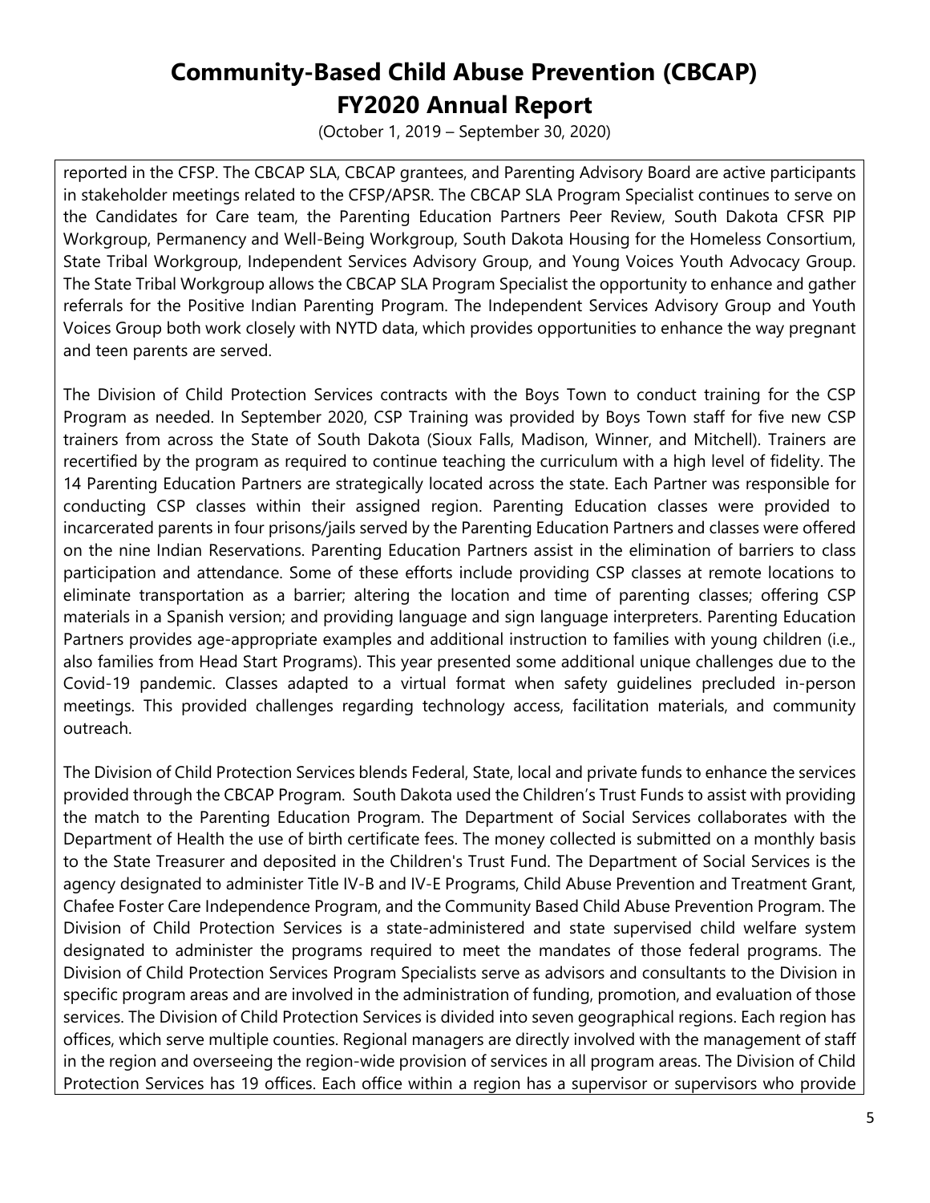reported in the CFSP. The CBCAP SLA, CBCAP grantees, and Parenting Advisory Board are active participants in stakeholder meetings related to the CFSP/APSR. The CBCAP SLA Program Specialist continues to serve on the Candidates for Care team, the Parenting Education Partners Peer Review, South Dakota CFSR PIP Workgroup, Permanency and Well-Being Workgroup, South Dakota Housing for the Homeless Consortium, State Tribal Workgroup, Independent Services Advisory Group, and Young Voices Youth Advocacy Group. The State Tribal Workgroup allows the CBCAP SLA Program Specialist the opportunity to enhance and gather referrals for the Positive Indian Parenting Program. The Independent Services Advisory Group and Youth Voices Group both work closely with NYTD data, which provides opportunities to enhance the way pregnant and teen parents are served.

The Division of Child Protection Services contracts with the Boys Town to conduct training for the CSP Program as needed. In September 2020, CSP Training was provided by Boys Town staff for five new CSP trainers from across the State of South Dakota (Sioux Falls, Madison, Winner, and Mitchell). Trainers are recertified by the program as required to continue teaching the curriculum with a high level of fidelity. The 14 Parenting Education Partners are strategically located across the state. Each Partner was responsible for conducting CSP classes within their assigned region. Parenting Education classes were provided to incarcerated parents in four prisons/jails served by the Parenting Education Partners and classes were offered on the nine Indian Reservations. Parenting Education Partners assist in the elimination of barriers to class participation and attendance. Some of these efforts include providing CSP classes at remote locations to eliminate transportation as a barrier; altering the location and time of parenting classes; offering CSP materials in a Spanish version; and providing language and sign language interpreters. Parenting Education Partners provides age-appropriate examples and additional instruction to families with young children (i.e., also families from Head Start Programs). This year presented some additional unique challenges due to the Covid-19 pandemic. Classes adapted to a virtual format when safety guidelines precluded in-person meetings. This provided challenges regarding technology access, facilitation materials, and community outreach.

The Division of Child Protection Services blends Federal, State, local and private funds to enhance the services provided through the CBCAP Program. South Dakota used the Children's Trust Funds to assist with providing the match to the Parenting Education Program. The Department of Social Services collaborates with the Department of Health the use of birth certificate fees. The money collected is submitted on a monthly basis to the State Treasurer and deposited in the Children's Trust Fund. The Department of Social Services is the agency designated to administer Title IV-B and IV-E Programs, Child Abuse Prevention and Treatment Grant, Chafee Foster Care Independence Program, and the Community Based Child Abuse Prevention Program. The Division of Child Protection Services is a state-administered and state supervised child welfare system designated to administer the programs required to meet the mandates of those federal programs. The Division of Child Protection Services Program Specialists serve as advisors and consultants to the Division in specific program areas and are involved in the administration of funding, promotion, and evaluation of those services. The Division of Child Protection Services is divided into seven geographical regions. Each region has offices, which serve multiple counties. Regional managers are directly involved with the management of staff in the region and overseeing the region-wide provision of services in all program areas. The Division of Child Protection Services has 19 offices. Each office within a region has a supervisor or supervisors who provide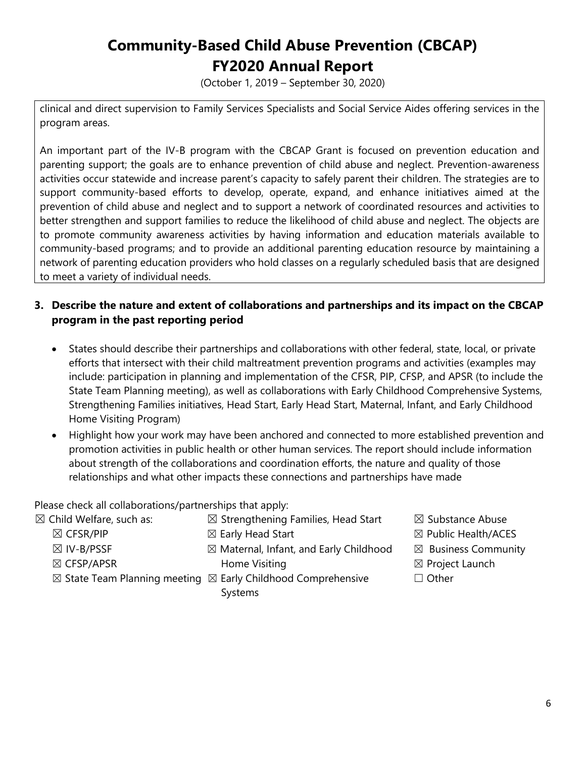clinical and direct supervision to Family Services Specialists and Social Service Aides offering services in the program areas.

An important part of the IV-B program with the CBCAP Grant is focused on prevention education and parenting support; the goals are to enhance prevention of child abuse and neglect. Prevention-awareness activities occur statewide and increase parent's capacity to safely parent their children. The strategies are to support community-based efforts to develop, operate, expand, and enhance initiatives aimed at the prevention of child abuse and neglect and to support a network of coordinated resources and activities to better strengthen and support families to reduce the likelihood of child abuse and neglect. The objects are to promote community awareness activities by having information and education materials available to community-based programs; and to provide an additional parenting education resource by maintaining a network of parenting education providers who hold classes on a regularly scheduled basis that are designed to meet a variety of individual needs.

**3. Describe the nature and extent of collaborations and partnerships and its impact on the CBCAP program in the past reporting period**

- States should describe their partnerships and collaborations with other federal, state, local, or private efforts that intersect with their child maltreatment prevention programs and activities (examples may include: participation in planning and implementation of the CFSR, PIP, CFSP, and APSR (to include the State Team Planning meeting), as well as collaborations with Early Childhood Comprehensive Systems, Strengthening Families initiatives, Head Start, Early Head Start, Maternal, Infant, and Early Childhood Home Visiting Program)
- Highlight how your work may have been anchored and connected to more established prevention and promotion activities in public health or other human services. The report should include information about strength of the collaborations and coordination efforts, the nature and quality of those relationships and what other impacts these connections and partnerships have made

Please check all collaborations/partnerships that apply:

- ☒ Child Welfare, such as:
  - ☒ CFSR/PIP
  - ☒ IV-B/PSSF
  - ☒ CFSP/APSR
  - ☒ State Team Planning meeting
- ☒ Strengthening Families, Head Start
- ☒ Early Head Start
- ☒ Maternal, Infant, and Early Childhood Home Visiting
- ☒ Early Childhood Comprehensive Systems
- ☒ Substance Abuse
- ☒ Public Health/ACES
- ☒ Business Community
- ☒ Project Launch
- ☐ Other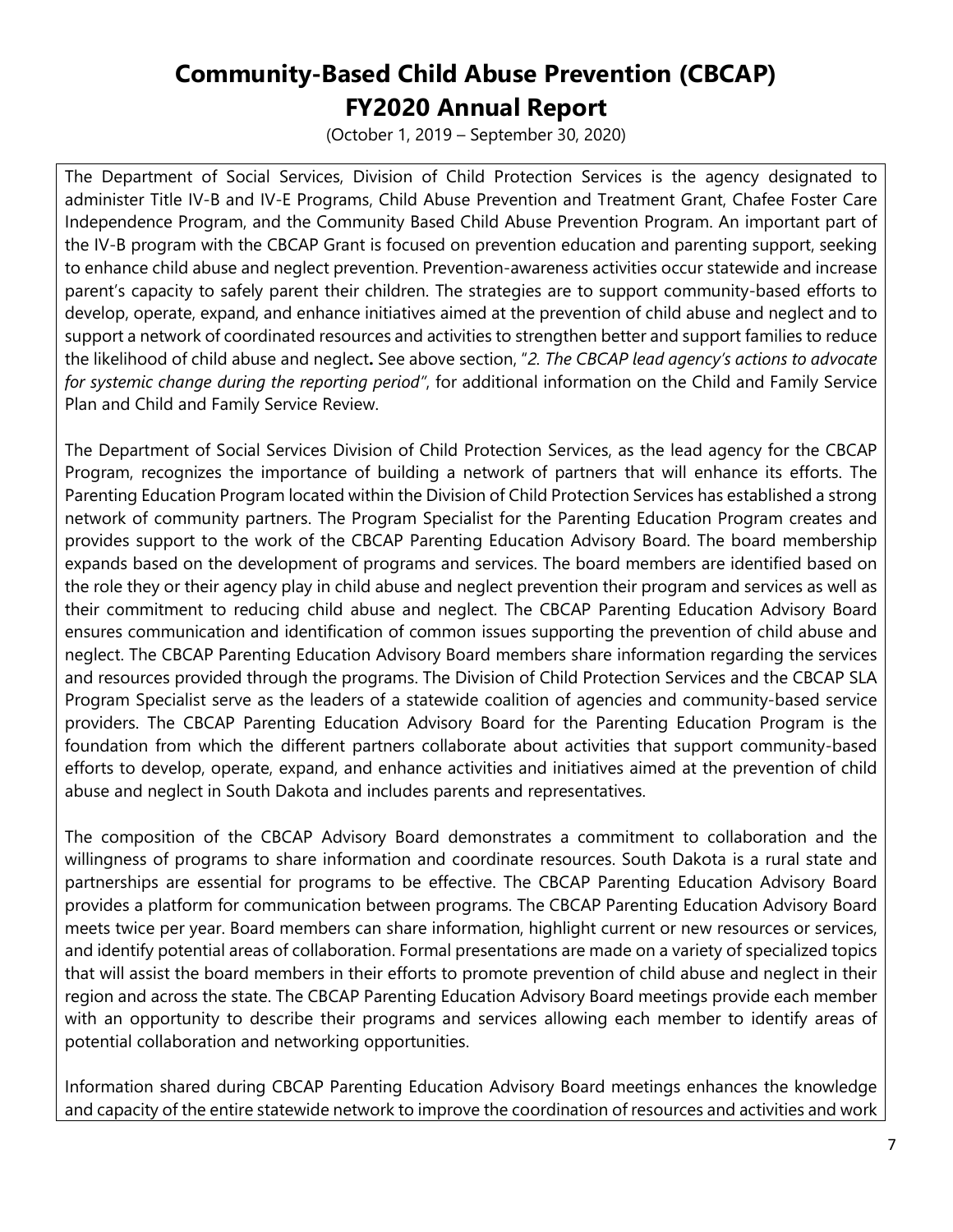# Community-Based Child Abuse Prevention (CBCAP) FY2020 Annual Report

(October 1, 2019 – September 30, 2020)

The Department of Social Services, Division of Child Protection Services is the agency designated to administer Title IV-B and IV-E Programs, Child Abuse Prevention and Treatment Grant, Chafee Foster Care Independence Program, and the Community Based Child Abuse Prevention Program. An important part of the IV-B program with the CBCAP Grant is focused on prevention education and parenting support, seeking to enhance child abuse and neglect prevention. Prevention-awareness activities occur statewide and increase parent's capacity to safely parent their children. The strategies are to support community-based efforts to develop, operate, expand, and enhance initiatives aimed at the prevention of child abuse and neglect and to support a network of coordinated resources and activities to strengthen better and support families to reduce the likelihood of child abuse and neglect**.** See above section, "*2. The CBCAP lead agency's actions to advocate for systemic change during the reporting period*", for additional information on the Child and Family Service Plan and Child and Family Service Review.

The Department of Social Services Division of Child Protection Services, as the lead agency for the CBCAP Program, recognizes the importance of building a network of partners that will enhance its efforts. The Parenting Education Program located within the Division of Child Protection Services has established a strong network of community partners. The Program Specialist for the Parenting Education Program creates and provides support to the work of the CBCAP Parenting Education Advisory Board. The board membership expands based on the development of programs and services. The board members are identified based on the role they or their agency play in child abuse and neglect prevention their program and services as well as their commitment to reducing child abuse and neglect. The CBCAP Parenting Education Advisory Board ensures communication and identification of common issues supporting the prevention of child abuse and neglect. The CBCAP Parenting Education Advisory Board members share information regarding the services and resources provided through the programs. The Division of Child Protection Services and the CBCAP SLA Program Specialist serve as the leaders of a statewide coalition of agencies and community-based service providers. The CBCAP Parenting Education Advisory Board for the Parenting Education Program is the foundation from which the different partners collaborate about activities that support community-based efforts to develop, operate, expand, and enhance activities and initiatives aimed at the prevention of child abuse and neglect in South Dakota and includes parents and representatives.

The composition of the CBCAP Advisory Board demonstrates a commitment to collaboration and the willingness of programs to share information and coordinate resources. South Dakota is a rural state and partnerships are essential for programs to be effective. The CBCAP Parenting Education Advisory Board provides a platform for communication between programs. The CBCAP Parenting Education Advisory Board meets twice per year. Board members can share information, highlight current or new resources or services, and identify potential areas of collaboration. Formal presentations are made on a variety of specialized topics that will assist the board members in their efforts to promote prevention of child abuse and neglect in their region and across the state. The CBCAP Parenting Education Advisory Board meetings provide each member with an opportunity to describe their programs and services allowing each member to identify areas of potential collaboration and networking opportunities.

Information shared during CBCAP Parenting Education Advisory Board meetings enhances the knowledge and capacity of the entire statewide network to improve the coordination of resources and activities and work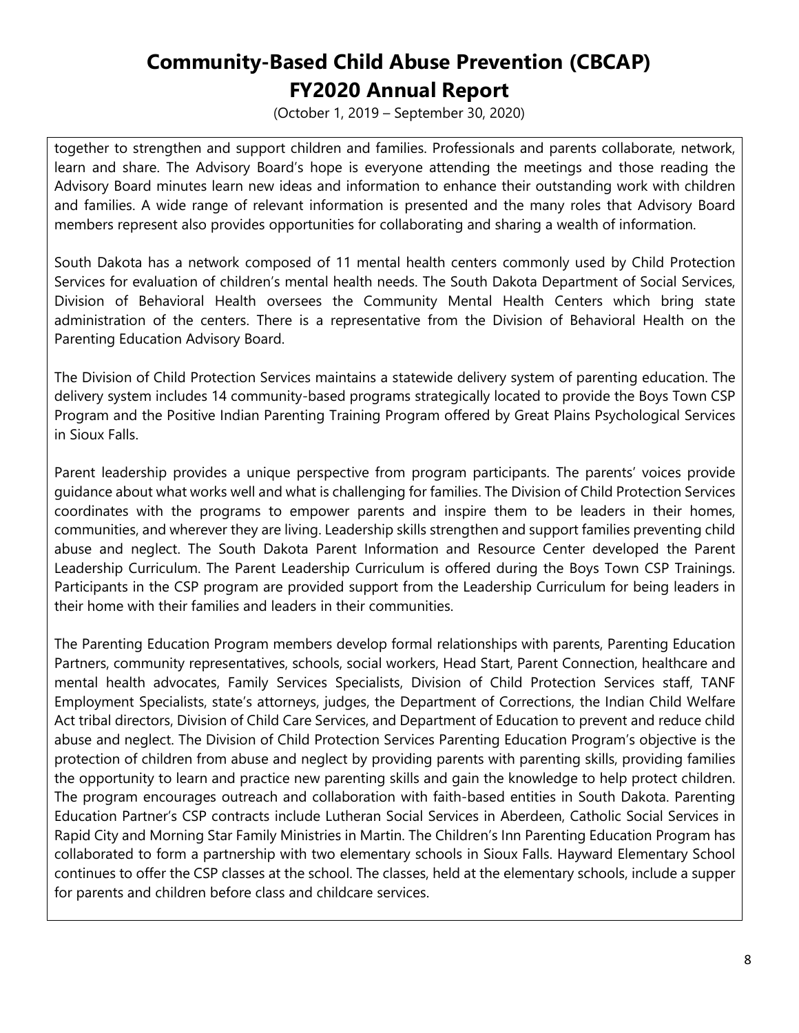together to strengthen and support children and families. Professionals and parents collaborate, network, learn and share. The Advisory Board's hope is everyone attending the meetings and those reading the Advisory Board minutes learn new ideas and information to enhance their outstanding work with children and families. A wide range of relevant information is presented and the many roles that Advisory Board members represent also provides opportunities for collaborating and sharing a wealth of information.

South Dakota has a network composed of 11 mental health centers commonly used by Child Protection Services for evaluation of children's mental health needs. The South Dakota Department of Social Services, Division of Behavioral Health oversees the Community Mental Health Centers which bring state administration of the centers. There is a representative from the Division of Behavioral Health on the Parenting Education Advisory Board.

The Division of Child Protection Services maintains a statewide delivery system of parenting education. The delivery system includes 14 community-based programs strategically located to provide the Boys Town CSP Program and the Positive Indian Parenting Training Program offered by Great Plains Psychological Services in Sioux Falls.

Parent leadership provides a unique perspective from program participants. The parents' voices provide guidance about what works well and what is challenging for families. The Division of Child Protection Services coordinates with the programs to empower parents and inspire them to be leaders in their homes, communities, and wherever they are living. Leadership skills strengthen and support families preventing child abuse and neglect. The South Dakota Parent Information and Resource Center developed the Parent Leadership Curriculum. The Parent Leadership Curriculum is offered during the Boys Town CSP Trainings. Participants in the CSP program are provided support from the Leadership Curriculum for being leaders in their home with their families and leaders in their communities.

The Parenting Education Program members develop formal relationships with parents, Parenting Education Partners, community representatives, schools, social workers, Head Start, Parent Connection, healthcare and mental health advocates, Family Services Specialists, Division of Child Protection Services staff, TANF Employment Specialists, state's attorneys, judges, the Department of Corrections, the Indian Child Welfare Act tribal directors, Division of Child Care Services, and Department of Education to prevent and reduce child abuse and neglect. The Division of Child Protection Services Parenting Education Program's objective is the protection of children from abuse and neglect by providing parents with parenting skills, providing families the opportunity to learn and practice new parenting skills and gain the knowledge to help protect children. The program encourages outreach and collaboration with faith-based entities in South Dakota. Parenting Education Partner's CSP contracts include Lutheran Social Services in Aberdeen, Catholic Social Services in Rapid City and Morning Star Family Ministries in Martin. The Children's Inn Parenting Education Program has collaborated to form a partnership with two elementary schools in Sioux Falls. Hayward Elementary School continues to offer the CSP classes at the school. The classes, held at the elementary schools, include a supper for parents and children before class and childcare services.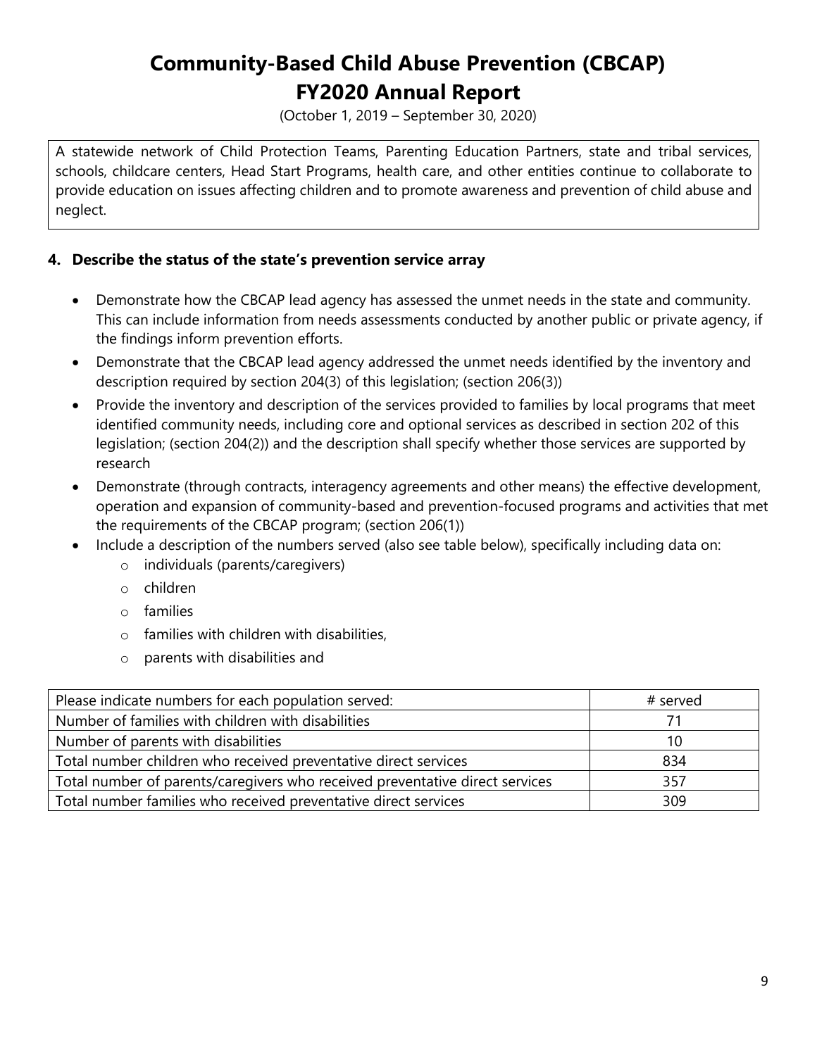# Community-Based Child Abuse Prevention (CBCAP) FY2020 Annual Report

(October 1, 2019 – September 30, 2020)

A statewide network of Child Protection Teams, Parenting Education Partners, state and tribal services, schools, childcare centers, Head Start Programs, health care, and other entities continue to collaborate to provide education on issues affecting children and to promote awareness and prevention of child abuse and neglect.

### 4. Describe the status of the state's prevention service array

- Demonstrate how the CBCAP lead agency has assessed the unmet needs in the state and community. This can include information from needs assessments conducted by another public or private agency, if the findings inform prevention efforts.
- Demonstrate that the CBCAP lead agency addressed the unmet needs identified by the inventory and description required by section 204(3) of this legislation; (section 206(3))
- Provide the inventory and description of the services provided to families by local programs that meet identified community needs, including core and optional services as described in section 202 of this legislation; (section 204(2)) and the description shall specify whether those services are supported by research
- Demonstrate (through contracts, interagency agreements and other means) the effective development, operation and expansion of community-based and prevention-focused programs and activities that met the requirements of the CBCAP program; (section 206(1))
- Include a description of the numbers served (also see table below), specifically including data on:
  - individuals (parents/caregivers)
  - children
  - families
  - families with children with disabilities,
  - parents with disabilities and

| Please indicate numbers for each population served: | # served |
|---|---|
| Number of families with children with disabilities | 71 |
| Number of parents with disabilities | 10 |
| Total number children who received preventative direct services | 834 |
| Total number of parents/caregivers who received preventative direct services | 357 |
| Total number families who received preventative direct services | 309 |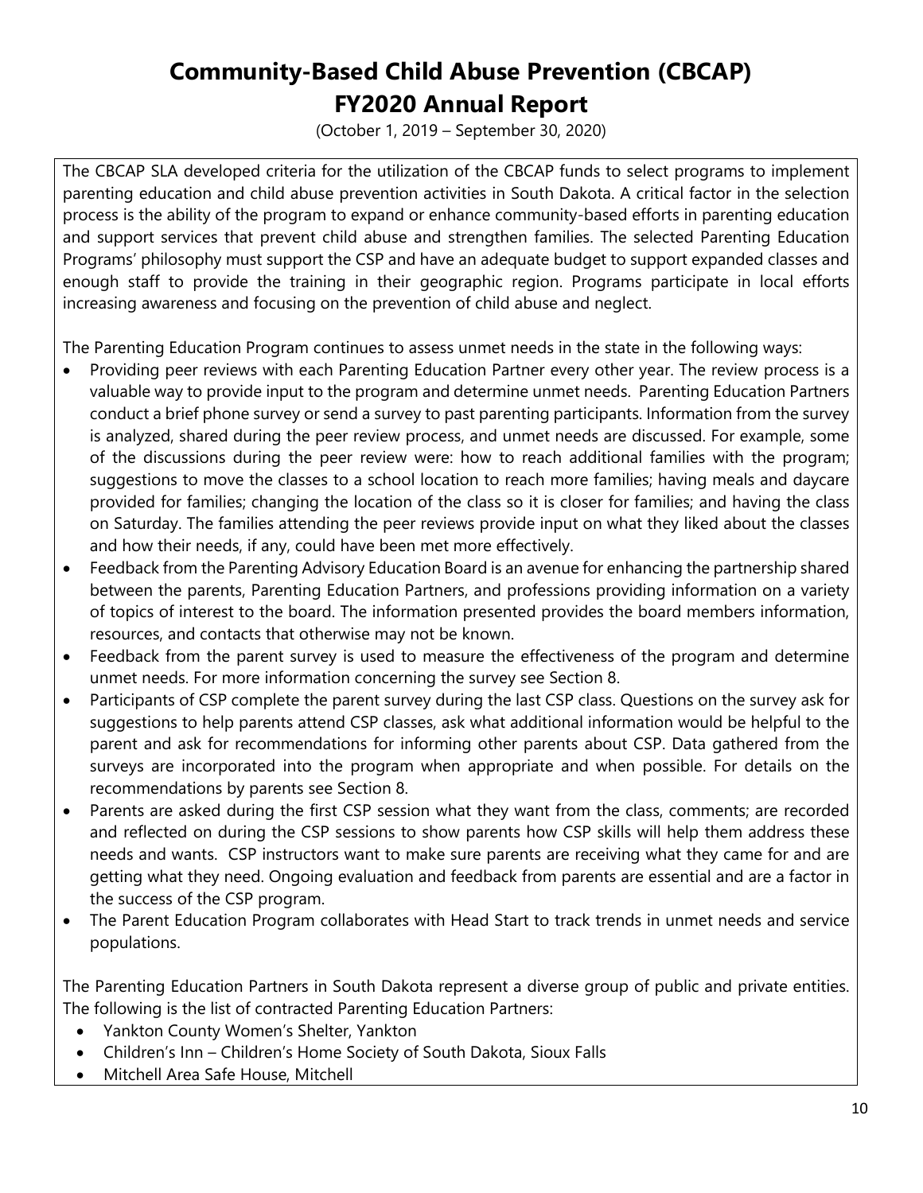# Community-Based Child Abuse Prevention (CBCAP) FY2020 Annual Report

(October 1, 2019 – September 30, 2020)

The CBCAP SLA developed criteria for the utilization of the CBCAP funds to select programs to implement parenting education and child abuse prevention activities in South Dakota. A critical factor in the selection process is the ability of the program to expand or enhance community-based efforts in parenting education and support services that prevent child abuse and strengthen families. The selected Parenting Education Programs' philosophy must support the CSP and have an adequate budget to support expanded classes and enough staff to provide the training in their geographic region. Programs participate in local efforts increasing awareness and focusing on the prevention of child abuse and neglect.

The Parenting Education Program continues to assess unmet needs in the state in the following ways:

- Providing peer reviews with each Parenting Education Partner every other year. The review process is a valuable way to provide input to the program and determine unmet needs. Parenting Education Partners conduct a brief phone survey or send a survey to past parenting participants. Information from the survey is analyzed, shared during the peer review process, and unmet needs are discussed. For example, some of the discussions during the peer review were: how to reach additional families with the program; suggestions to move the classes to a school location to reach more families; having meals and daycare provided for families; changing the location of the class so it is closer for families; and having the class on Saturday. The families attending the peer reviews provide input on what they liked about the classes and how their needs, if any, could have been met more effectively.
- Feedback from the Parenting Advisory Education Board is an avenue for enhancing the partnership shared between the parents, Parenting Education Partners, and professions providing information on a variety of topics of interest to the board. The information presented provides the board members information, resources, and contacts that otherwise may not be known.
- Feedback from the parent survey is used to measure the effectiveness of the program and determine unmet needs. For more information concerning the survey see Section 8.
- Participants of CSP complete the parent survey during the last CSP class. Questions on the survey ask for suggestions to help parents attend CSP classes, ask what additional information would be helpful to the parent and ask for recommendations for informing other parents about CSP. Data gathered from the surveys are incorporated into the program when appropriate and when possible. For details on the recommendations by parents see Section 8.
- Parents are asked during the first CSP session what they want from the class, comments; are recorded and reflected on during the CSP sessions to show parents how CSP skills will help them address these needs and wants. CSP instructors want to make sure parents are receiving what they came for and are getting what they need. Ongoing evaluation and feedback from parents are essential and are a factor in the success of the CSP program.
- The Parent Education Program collaborates with Head Start to track trends in unmet needs and service populations.

The Parenting Education Partners in South Dakota represent a diverse group of public and private entities. The following is the list of contracted Parenting Education Partners:

- Yankton County Women's Shelter, Yankton
- Children's Inn – Children's Home Society of South Dakota, Sioux Falls
- Mitchell Area Safe House, Mitchell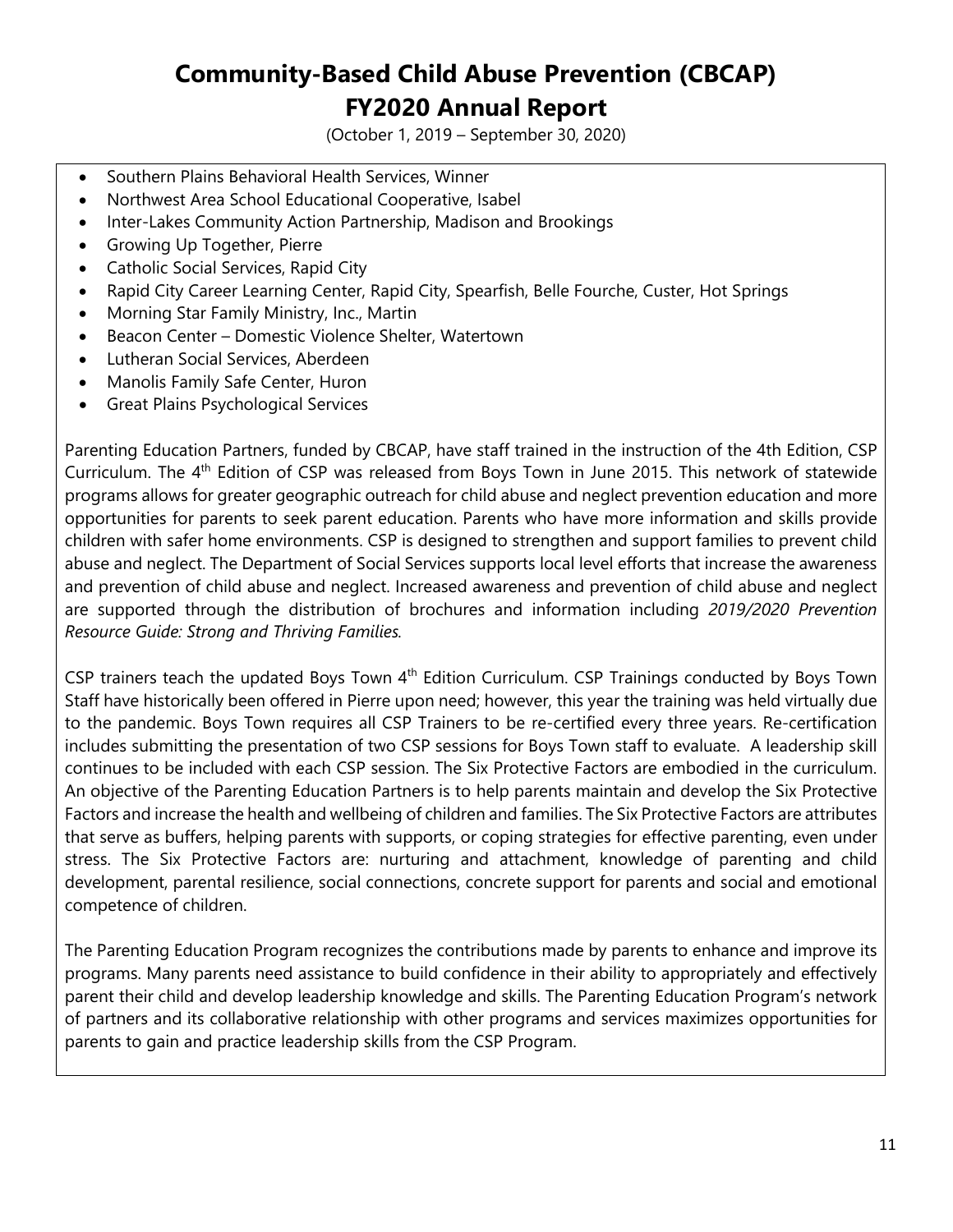- Southern Plains Behavioral Health Services, Winner
- Northwest Area School Educational Cooperative, Isabel
- Inter-Lakes Community Action Partnership, Madison and Brookings
- Growing Up Together, Pierre
- Catholic Social Services, Rapid City
- Rapid City Career Learning Center, Rapid City, Spearfish, Belle Fourche, Custer, Hot Springs
- Morning Star Family Ministry, Inc., Martin
- Beacon Center – Domestic Violence Shelter, Watertown
- Lutheran Social Services, Aberdeen
- Manolis Family Safe Center, Huron
- Great Plains Psychological Services

Parenting Education Partners, funded by CBCAP, have staff trained in the instruction of the 4th Edition, CSP Curriculum. The 4th Edition of CSP was released from Boys Town in June 2015. This network of statewide programs allows for greater geographic outreach for child abuse and neglect prevention education and more opportunities for parents to seek parent education. Parents who have more information and skills provide children with safer home environments. CSP is designed to strengthen and support families to prevent child abuse and neglect. The Department of Social Services supports local level efforts that increase the awareness and prevention of child abuse and neglect. Increased awareness and prevention of child abuse and neglect are supported through the distribution of brochures and information including *2019/2020 Prevention Resource Guide: Strong and Thriving Families.*

CSP trainers teach the updated Boys Town 4th Edition Curriculum. CSP Trainings conducted by Boys Town Staff have historically been offered in Pierre upon need; however, this year the training was held virtually due to the pandemic. Boys Town requires all CSP Trainers to be re-certified every three years. Re-certification includes submitting the presentation of two CSP sessions for Boys Town staff to evaluate. A leadership skill continues to be included with each CSP session. The Six Protective Factors are embodied in the curriculum. An objective of the Parenting Education Partners is to help parents maintain and develop the Six Protective Factors and increase the health and wellbeing of children and families. The Six Protective Factors are attributes that serve as buffers, helping parents with supports, or coping strategies for effective parenting, even under stress. The Six Protective Factors are: nurturing and attachment, knowledge of parenting and child development, parental resilience, social connections, concrete support for parents and social and emotional competence of children.

The Parenting Education Program recognizes the contributions made by parents to enhance and improve its programs. Many parents need assistance to build confidence in their ability to appropriately and effectively parent their child and develop leadership knowledge and skills. The Parenting Education Program's network of partners and its collaborative relationship with other programs and services maximizes opportunities for parents to gain and practice leadership skills from the CSP Program.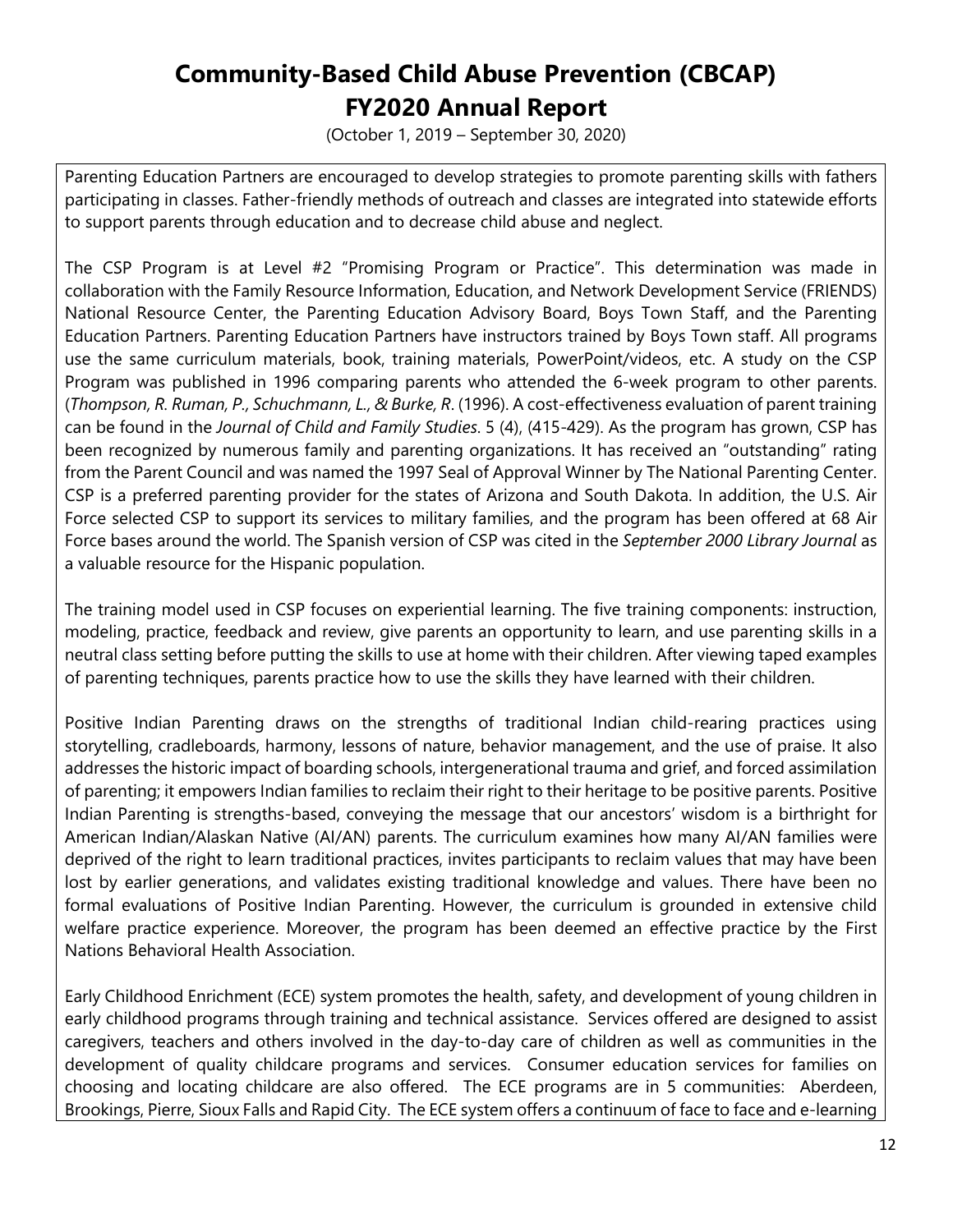# Community-Based Child Abuse Prevention (CBCAP)
# FY2020 Annual Report

(October 1, 2019 – September 30, 2020)

Parenting Education Partners are encouraged to develop strategies to promote parenting skills with fathers participating in classes. Father-friendly methods of outreach and classes are integrated into statewide efforts to support parents through education and to decrease child abuse and neglect.

The CSP Program is at Level #2 "Promising Program or Practice". This determination was made in collaboration with the Family Resource Information, Education, and Network Development Service (FRIENDS) National Resource Center, the Parenting Education Advisory Board, Boys Town Staff, and the Parenting Education Partners. Parenting Education Partners have instructors trained by Boys Town staff. All programs use the same curriculum materials, book, training materials, PowerPoint/videos, etc. A study on the CSP Program was published in 1996 comparing parents who attended the 6-week program to other parents. (*Thompson, R. Ruman, P., Schuchmann, L., & Burke, R*. (1996). A cost-effectiveness evaluation of parent training can be found in the *Journal of Child and Family Studies*. 5 (4), (415-429). As the program has grown, CSP has been recognized by numerous family and parenting organizations. It has received an "outstanding" rating from the Parent Council and was named the 1997 Seal of Approval Winner by The National Parenting Center. CSP is a preferred parenting provider for the states of Arizona and South Dakota. In addition, the U.S. Air Force selected CSP to support its services to military families, and the program has been offered at 68 Air Force bases around the world. The Spanish version of CSP was cited in the *September 2000 Library Journal* as a valuable resource for the Hispanic population.

The training model used in CSP focuses on experiential learning. The five training components: instruction, modeling, practice, feedback and review, give parents an opportunity to learn, and use parenting skills in a neutral class setting before putting the skills to use at home with their children. After viewing taped examples of parenting techniques, parents practice how to use the skills they have learned with their children.

Positive Indian Parenting draws on the strengths of traditional Indian child-rearing practices using storytelling, cradleboards, harmony, lessons of nature, behavior management, and the use of praise. It also addresses the historic impact of boarding schools, intergenerational trauma and grief, and forced assimilation of parenting; it empowers Indian families to reclaim their right to their heritage to be positive parents. Positive Indian Parenting is strengths-based, conveying the message that our ancestors' wisdom is a birthright for American Indian/Alaskan Native (AI/AN) parents. The curriculum examines how many AI/AN families were deprived of the right to learn traditional practices, invites participants to reclaim values that may have been lost by earlier generations, and validates existing traditional knowledge and values. There have been no formal evaluations of Positive Indian Parenting. However, the curriculum is grounded in extensive child welfare practice experience. Moreover, the program has been deemed an effective practice by the First Nations Behavioral Health Association.

Early Childhood Enrichment (ECE) system promotes the health, safety, and development of young children in early childhood programs through training and technical assistance. Services offered are designed to assist caregivers, teachers and others involved in the day-to-day care of children as well as communities in the development of quality childcare programs and services. Consumer education services for families on choosing and locating childcare are also offered. The ECE programs are in 5 communities: Aberdeen, Brookings, Pierre, Sioux Falls and Rapid City. The ECE system offers a continuum of face to face and e-learning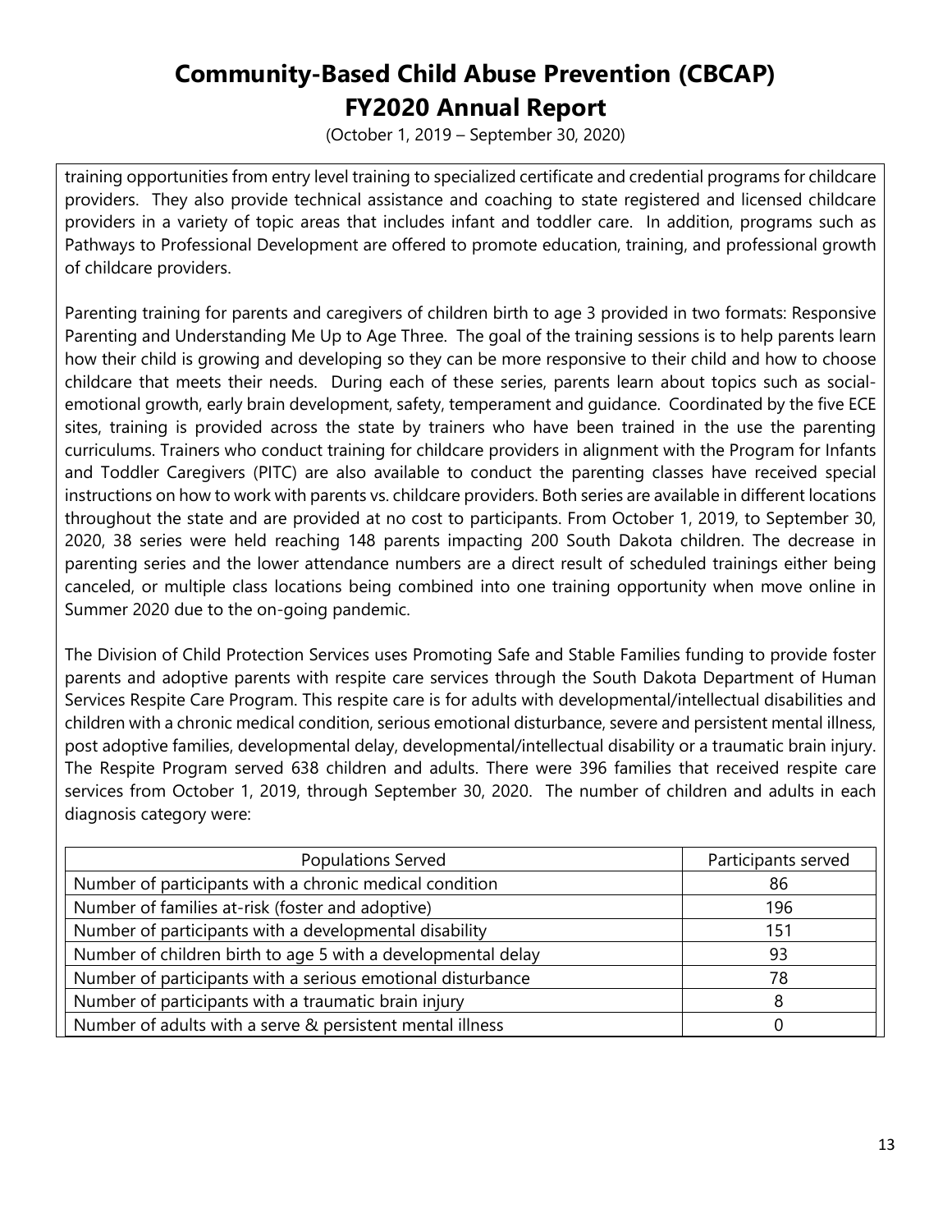training opportunities from entry level training to specialized certificate and credential programs for childcare providers. They also provide technical assistance and coaching to state registered and licensed childcare providers in a variety of topic areas that includes infant and toddler care. In addition, programs such as Pathways to Professional Development are offered to promote education, training, and professional growth of childcare providers.

Parenting training for parents and caregivers of children birth to age 3 provided in two formats: Responsive Parenting and Understanding Me Up to Age Three. The goal of the training sessions is to help parents learn how their child is growing and developing so they can be more responsive to their child and how to choose childcare that meets their needs. During each of these series, parents learn about topics such as social-emotional growth, early brain development, safety, temperament and guidance. Coordinated by the five ECE sites, training is provided across the state by trainers who have been trained in the use the parenting curriculums. Trainers who conduct training for childcare providers in alignment with the Program for Infants and Toddler Caregivers (PITC) are also available to conduct the parenting classes have received special instructions on how to work with parents vs. childcare providers. Both series are available in different locations throughout the state and are provided at no cost to participants. From October 1, 2019, to September 30, 2020, 38 series were held reaching 148 parents impacting 200 South Dakota children. The decrease in parenting series and the lower attendance numbers are a direct result of scheduled trainings either being canceled, or multiple class locations being combined into one training opportunity when move online in Summer 2020 due to the on-going pandemic.

The Division of Child Protection Services uses Promoting Safe and Stable Families funding to provide foster parents and adoptive parents with respite care services through the South Dakota Department of Human Services Respite Care Program. This respite care is for adults with developmental/intellectual disabilities and children with a chronic medical condition, serious emotional disturbance, severe and persistent mental illness, post adoptive families, developmental delay, developmental/intellectual disability or a traumatic brain injury. The Respite Program served 638 children and adults. There were 396 families that received respite care services from October 1, 2019, through September 30, 2020. The number of children and adults in each diagnosis category were:

| Populations Served | Participants served |
|---|---|
| Number of participants with a chronic medical condition | 86 |
| Number of families at-risk (foster and adoptive) | 196 |
| Number of participants with a developmental disability | 151 |
| Number of children birth to age 5 with a developmental delay | 93 |
| Number of participants with a serious emotional disturbance | 78 |
| Number of participants with a traumatic brain injury | 8 |
| Number of adults with a serve & persistent mental illness | 0 |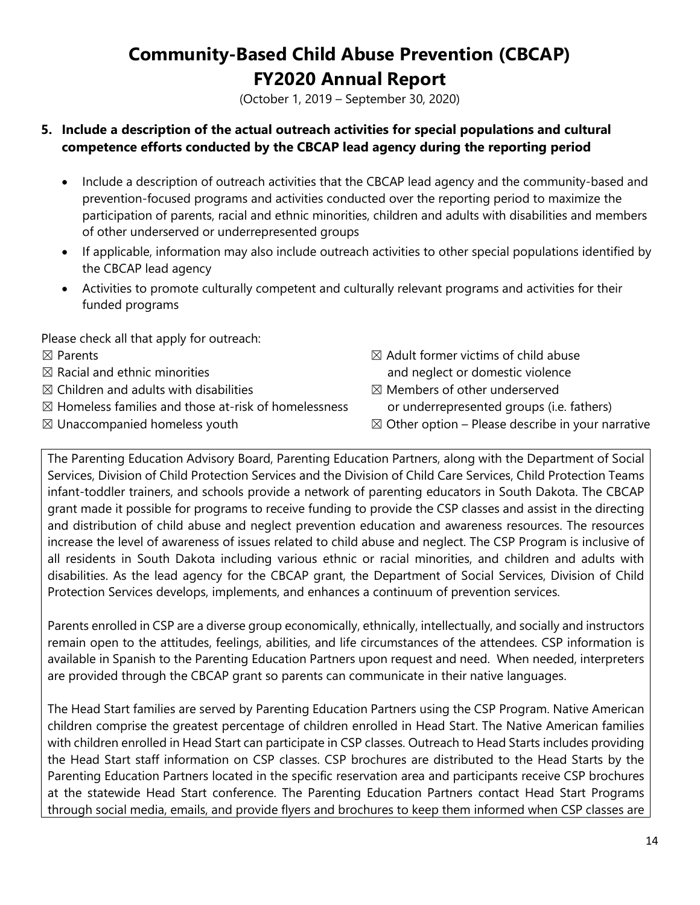# Community-Based Child Abuse Prevention (CBCAP) FY2020 Annual Report

(October 1, 2019 – September 30, 2020)

**5. Include a description of the actual outreach activities for special populations and cultural competence efforts conducted by the CBCAP lead agency during the reporting period**

- Include a description of outreach activities that the CBCAP lead agency and the community-based and prevention-focused programs and activities conducted over the reporting period to maximize the participation of parents, racial and ethnic minorities, children and adults with disabilities and members of other underserved or underrepresented groups
- If applicable, information may also include outreach activities to other special populations identified by the CBCAP lead agency
- Activities to promote culturally competent and culturally relevant programs and activities for their funded programs

Please check all that apply for outreach:

☒ Parents
☒ Racial and ethnic minorities
☒ Children and adults with disabilities
☒ Homeless families and those at-risk of homelessness
☒ Unaccompanied homeless youth
☒ Adult former victims of child abuse and neglect or domestic violence
☒ Members of other underserved or underrepresented groups (i.e. fathers)
☒ Other option – Please describe in your narrative

The Parenting Education Advisory Board, Parenting Education Partners, along with the Department of Social Services, Division of Child Protection Services and the Division of Child Care Services, Child Protection Teams infant-toddler trainers, and schools provide a network of parenting educators in South Dakota. The CBCAP grant made it possible for programs to receive funding to provide the CSP classes and assist in the directing and distribution of child abuse and neglect prevention education and awareness resources. The resources increase the level of awareness of issues related to child abuse and neglect. The CSP Program is inclusive of all residents in South Dakota including various ethnic or racial minorities, and children and adults with disabilities. As the lead agency for the CBCAP grant, the Department of Social Services, Division of Child Protection Services develops, implements, and enhances a continuum of prevention services.

Parents enrolled in CSP are a diverse group economically, ethnically, intellectually, and socially and instructors remain open to the attitudes, feelings, abilities, and life circumstances of the attendees. CSP information is available in Spanish to the Parenting Education Partners upon request and need. When needed, interpreters are provided through the CBCAP grant so parents can communicate in their native languages.

The Head Start families are served by Parenting Education Partners using the CSP Program. Native American children comprise the greatest percentage of children enrolled in Head Start. The Native American families with children enrolled in Head Start can participate in CSP classes. Outreach to Head Starts includes providing the Head Start staff information on CSP classes. CSP brochures are distributed to the Head Starts by the Parenting Education Partners located in the specific reservation area and participants receive CSP brochures at the statewide Head Start conference. The Parenting Education Partners contact Head Start Programs through social media, emails, and provide flyers and brochures to keep them informed when CSP classes are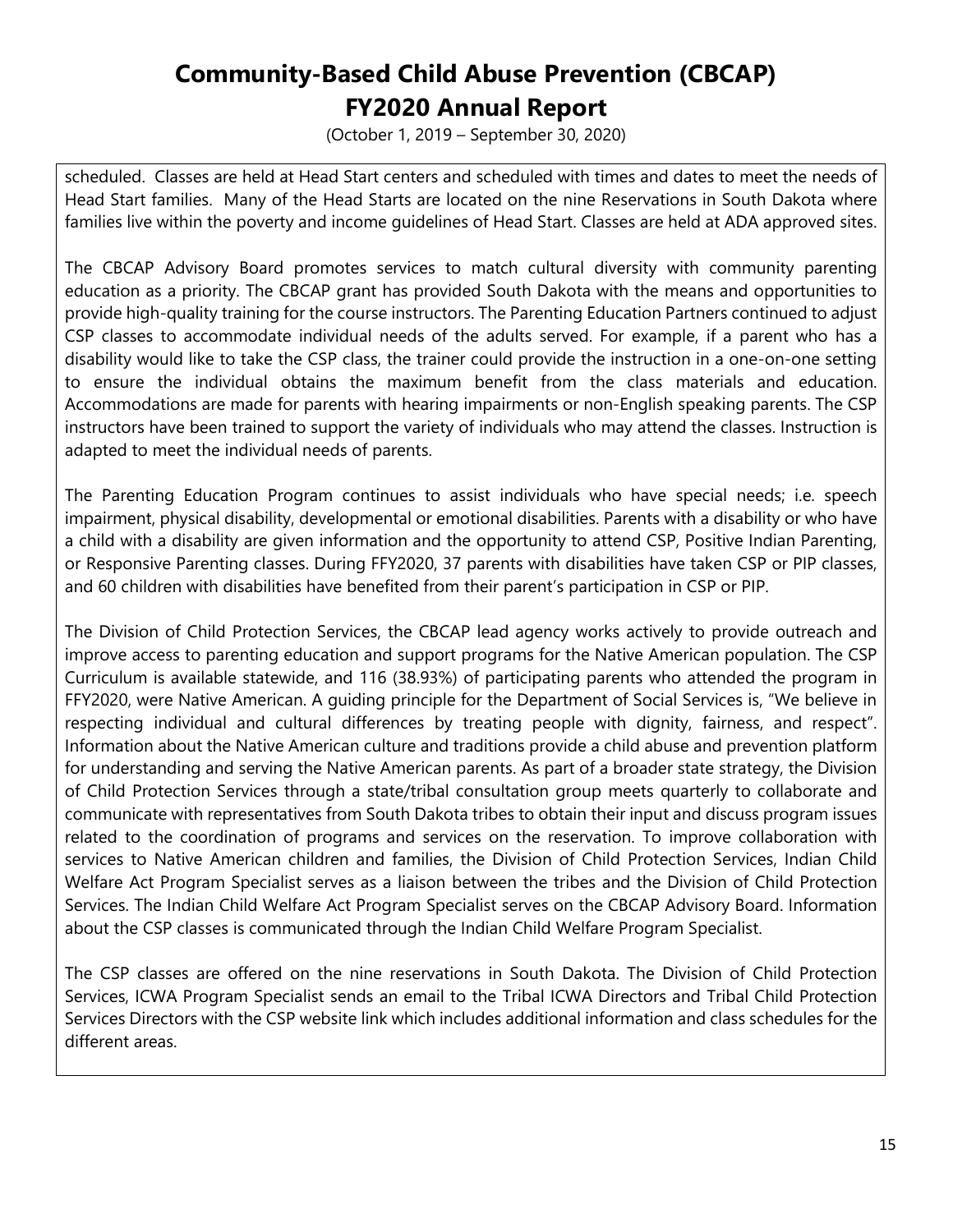scheduled. Classes are held at Head Start centers and scheduled with times and dates to meet the needs of Head Start families. Many of the Head Starts are located on the nine Reservations in South Dakota where families live within the poverty and income guidelines of Head Start. Classes are held at ADA approved sites.

The CBCAP Advisory Board promotes services to match cultural diversity with community parenting education as a priority. The CBCAP grant has provided South Dakota with the means and opportunities to provide high-quality training for the course instructors. The Parenting Education Partners continued to adjust CSP classes to accommodate individual needs of the adults served. For example, if a parent who has a disability would like to take the CSP class, the trainer could provide the instruction in a one-on-one setting to ensure the individual obtains the maximum benefit from the class materials and education. Accommodations are made for parents with hearing impairments or non-English speaking parents. The CSP instructors have been trained to support the variety of individuals who may attend the classes. Instruction is adapted to meet the individual needs of parents.

The Parenting Education Program continues to assist individuals who have special needs; i.e. speech impairment, physical disability, developmental or emotional disabilities. Parents with a disability or who have a child with a disability are given information and the opportunity to attend CSP, Positive Indian Parenting, or Responsive Parenting classes. During FFY2020, 37 parents with disabilities have taken CSP or PIP classes, and 60 children with disabilities have benefited from their parent's participation in CSP or PIP.

The Division of Child Protection Services, the CBCAP lead agency works actively to provide outreach and improve access to parenting education and support programs for the Native American population. The CSP Curriculum is available statewide, and 116 (38.93%) of participating parents who attended the program in FFY2020, were Native American. A guiding principle for the Department of Social Services is, "We believe in respecting individual and cultural differences by treating people with dignity, fairness, and respect". Information about the Native American culture and traditions provide a child abuse and prevention platform for understanding and serving the Native American parents. As part of a broader state strategy, the Division of Child Protection Services through a state/tribal consultation group meets quarterly to collaborate and communicate with representatives from South Dakota tribes to obtain their input and discuss program issues related to the coordination of programs and services on the reservation. To improve collaboration with services to Native American children and families, the Division of Child Protection Services, Indian Child Welfare Act Program Specialist serves as a liaison between the tribes and the Division of Child Protection Services. The Indian Child Welfare Act Program Specialist serves on the CBCAP Advisory Board. Information about the CSP classes is communicated through the Indian Child Welfare Program Specialist.

The CSP classes are offered on the nine reservations in South Dakota. The Division of Child Protection Services, ICWA Program Specialist sends an email to the Tribal ICWA Directors and Tribal Child Protection Services Directors with the CSP website link which includes additional information and class schedules for the different areas.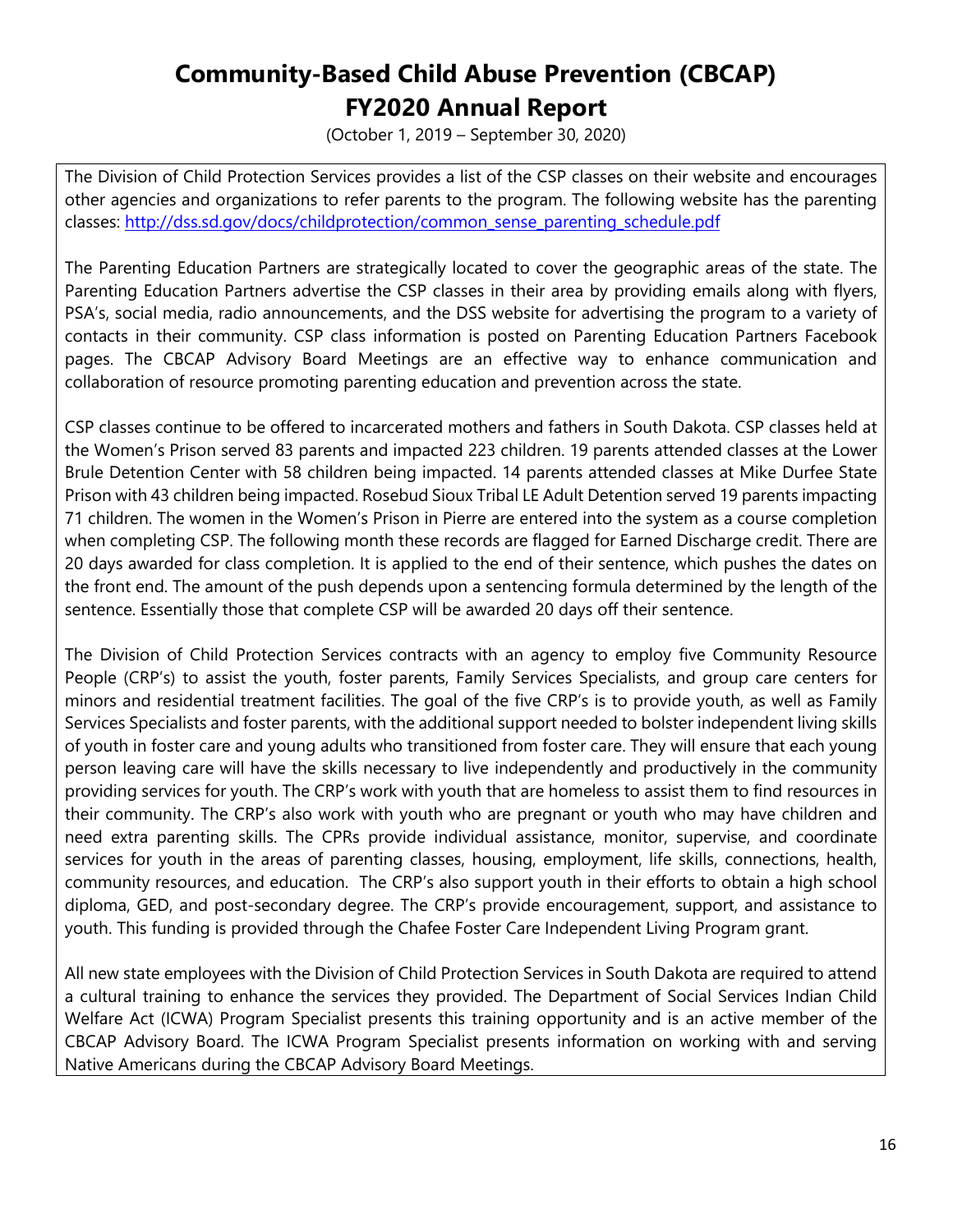# Community-Based Child Abuse Prevention (CBCAP) FY2020 Annual Report

(October 1, 2019 – September 30, 2020)

The Division of Child Protection Services provides a list of the CSP classes on their website and encourages other agencies and organizations to refer parents to the program. The following website has the parenting classes: [http://dss.sd.gov/docs/childprotection/common_sense_parenting_schedule.pdf](http://dss.sd.gov/docs/childprotection/common_sense_parenting_schedule.pdf)

The Parenting Education Partners are strategically located to cover the geographic areas of the state. The Parenting Education Partners advertise the CSP classes in their area by providing emails along with flyers, PSA's, social media, radio announcements, and the DSS website for advertising the program to a variety of contacts in their community. CSP class information is posted on Parenting Education Partners Facebook pages. The CBCAP Advisory Board Meetings are an effective way to enhance communication and collaboration of resource promoting parenting education and prevention across the state.

CSP classes continue to be offered to incarcerated mothers and fathers in South Dakota. CSP classes held at the Women's Prison served 83 parents and impacted 223 children. 19 parents attended classes at the Lower Brule Detention Center with 58 children being impacted. 14 parents attended classes at Mike Durfee State Prison with 43 children being impacted. Rosebud Sioux Tribal LE Adult Detention served 19 parents impacting 71 children. The women in the Women's Prison in Pierre are entered into the system as a course completion when completing CSP. The following month these records are flagged for Earned Discharge credit. There are 20 days awarded for class completion. It is applied to the end of their sentence, which pushes the dates on the front end. The amount of the push depends upon a sentencing formula determined by the length of the sentence. Essentially those that complete CSP will be awarded 20 days off their sentence.

The Division of Child Protection Services contracts with an agency to employ five Community Resource People (CRP's) to assist the youth, foster parents, Family Services Specialists, and group care centers for minors and residential treatment facilities. The goal of the five CRP's is to provide youth, as well as Family Services Specialists and foster parents, with the additional support needed to bolster independent living skills of youth in foster care and young adults who transitioned from foster care. They will ensure that each young person leaving care will have the skills necessary to live independently and productively in the community providing services for youth. The CRP's work with youth that are homeless to assist them to find resources in their community. The CRP's also work with youth who are pregnant or youth who may have children and need extra parenting skills. The CPRs provide individual assistance, monitor, supervise, and coordinate services for youth in the areas of parenting classes, housing, employment, life skills, connections, health, community resources, and education. The CRP's also support youth in their efforts to obtain a high school diploma, GED, and post-secondary degree. The CRP's provide encouragement, support, and assistance to youth. This funding is provided through the Chafee Foster Care Independent Living Program grant.

All new state employees with the Division of Child Protection Services in South Dakota are required to attend a cultural training to enhance the services they provided. The Department of Social Services Indian Child Welfare Act (ICWA) Program Specialist presents this training opportunity and is an active member of the CBCAP Advisory Board. The ICWA Program Specialist presents information on working with and serving Native Americans during the CBCAP Advisory Board Meetings.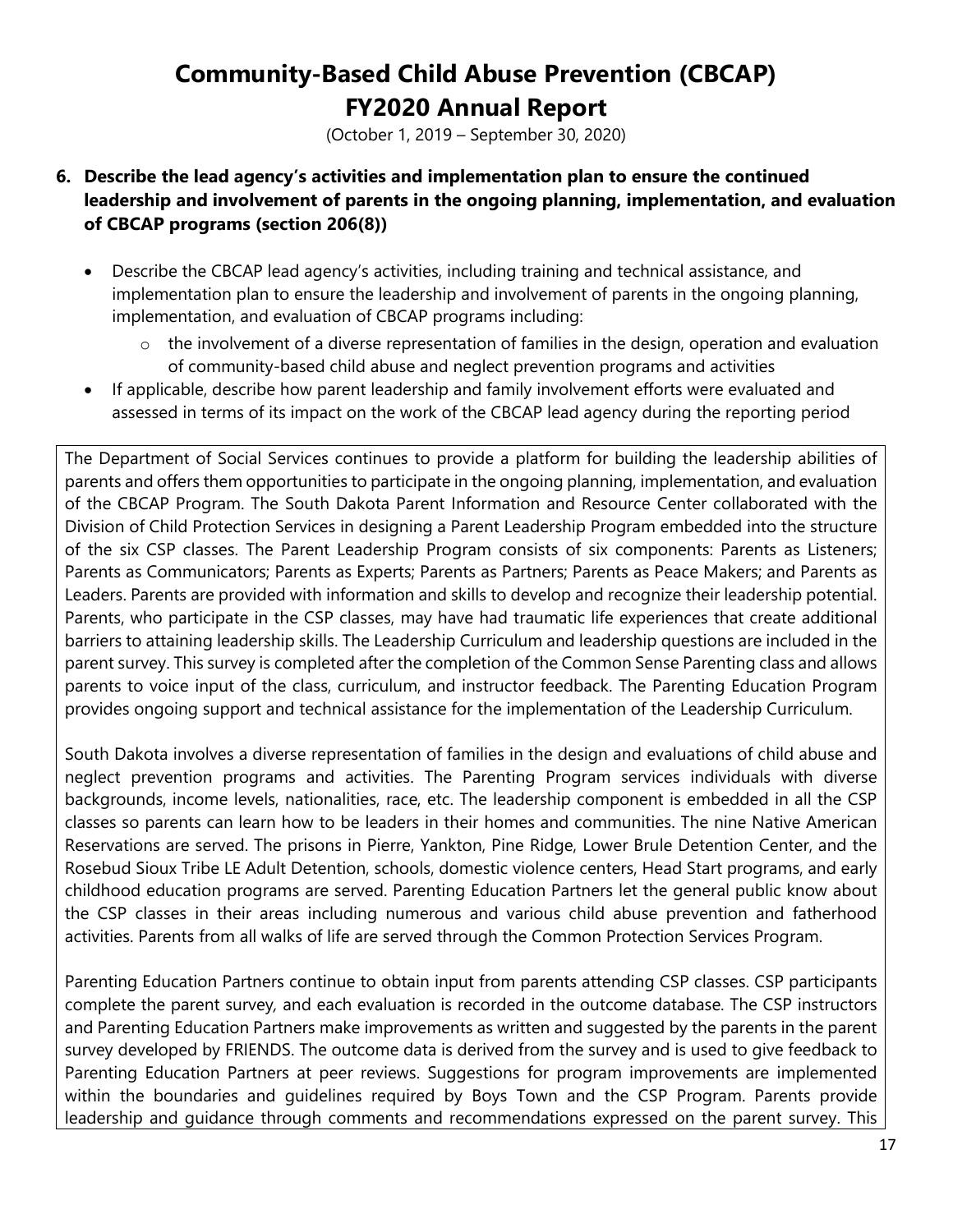# Community-Based Child Abuse Prevention (CBCAP) FY2020 Annual Report

(October 1, 2019 – September 30, 2020)

**6. Describe the lead agency's activities and implementation plan to ensure the continued leadership and involvement of parents in the ongoing planning, implementation, and evaluation of CBCAP programs (section 206(8))**

- Describe the CBCAP lead agency's activities, including training and technical assistance, and implementation plan to ensure the leadership and involvement of parents in the ongoing planning, implementation, and evaluation of CBCAP programs including:
  - the involvement of a diverse representation of families in the design, operation and evaluation of community-based child abuse and neglect prevention programs and activities
- If applicable, describe how parent leadership and family involvement efforts were evaluated and assessed in terms of its impact on the work of the CBCAP lead agency during the reporting period

The Department of Social Services continues to provide a platform for building the leadership abilities of parents and offers them opportunities to participate in the ongoing planning, implementation, and evaluation of the CBCAP Program. The South Dakota Parent Information and Resource Center collaborated with the Division of Child Protection Services in designing a Parent Leadership Program embedded into the structure of the six CSP classes. The Parent Leadership Program consists of six components: Parents as Listeners; Parents as Communicators; Parents as Experts; Parents as Partners; Parents as Peace Makers; and Parents as Leaders. Parents are provided with information and skills to develop and recognize their leadership potential. Parents, who participate in the CSP classes, may have had traumatic life experiences that create additional barriers to attaining leadership skills. The Leadership Curriculum and leadership questions are included in the parent survey. This survey is completed after the completion of the Common Sense Parenting class and allows parents to voice input of the class, curriculum, and instructor feedback. The Parenting Education Program provides ongoing support and technical assistance for the implementation of the Leadership Curriculum.

South Dakota involves a diverse representation of families in the design and evaluations of child abuse and neglect prevention programs and activities. The Parenting Program services individuals with diverse backgrounds, income levels, nationalities, race, etc. The leadership component is embedded in all the CSP classes so parents can learn how to be leaders in their homes and communities. The nine Native American Reservations are served. The prisons in Pierre, Yankton, Pine Ridge, Lower Brule Detention Center, and the Rosebud Sioux Tribe LE Adult Detention, schools, domestic violence centers, Head Start programs, and early childhood education programs are served. Parenting Education Partners let the general public know about the CSP classes in their areas including numerous and various child abuse prevention and fatherhood activities. Parents from all walks of life are served through the Common Protection Services Program.

Parenting Education Partners continue to obtain input from parents attending CSP classes. CSP participants complete the parent survey, and each evaluation is recorded in the outcome database. The CSP instructors and Parenting Education Partners make improvements as written and suggested by the parents in the parent survey developed by FRIENDS. The outcome data is derived from the survey and is used to give feedback to Parenting Education Partners at peer reviews. Suggestions for program improvements are implemented within the boundaries and guidelines required by Boys Town and the CSP Program. Parents provide leadership and guidance through comments and recommendations expressed on the parent survey. This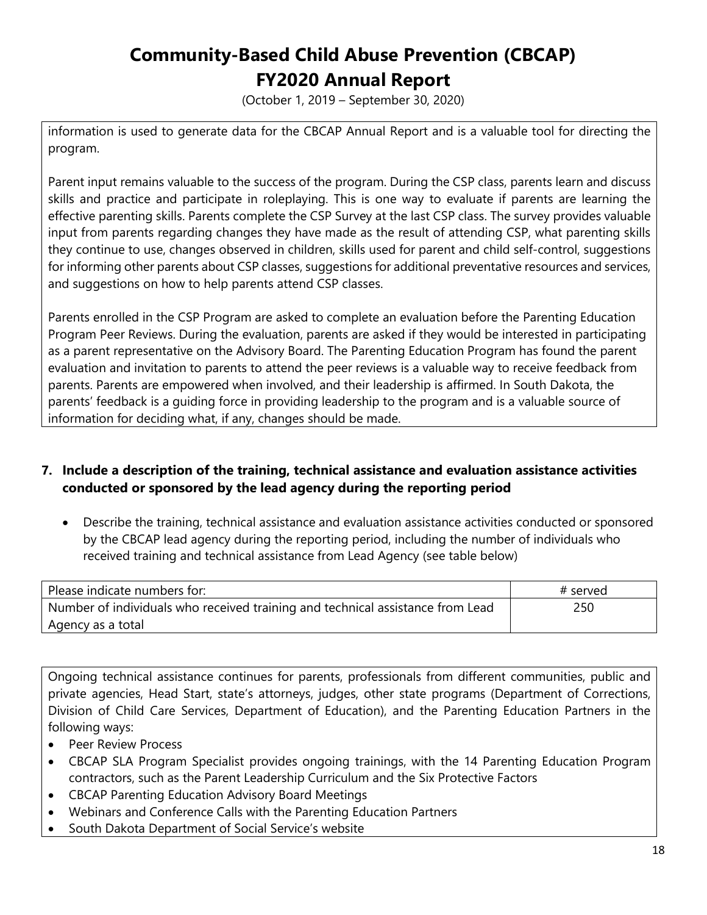information is used to generate data for the CBCAP Annual Report and is a valuable tool for directing the program.

Parent input remains valuable to the success of the program. During the CSP class, parents learn and discuss skills and practice and participate in roleplaying. This is one way to evaluate if parents are learning the effective parenting skills. Parents complete the CSP Survey at the last CSP class. The survey provides valuable input from parents regarding changes they have made as the result of attending CSP, what parenting skills they continue to use, changes observed in children, skills used for parent and child self-control, suggestions for informing other parents about CSP classes, suggestions for additional preventative resources and services, and suggestions on how to help parents attend CSP classes.

Parents enrolled in the CSP Program are asked to complete an evaluation before the Parenting Education Program Peer Reviews. During the evaluation, parents are asked if they would be interested in participating as a parent representative on the Advisory Board. The Parenting Education Program has found the parent evaluation and invitation to parents to attend the peer reviews is a valuable way to receive feedback from parents. Parents are empowered when involved, and their leadership is affirmed. In South Dakota, the parents' feedback is a guiding force in providing leadership to the program and is a valuable source of information for deciding what, if any, changes should be made.

**7. Include a description of the training, technical assistance and evaluation assistance activities conducted or sponsored by the lead agency during the reporting period**

- Describe the training, technical assistance and evaluation assistance activities conducted or sponsored by the CBCAP lead agency during the reporting period, including the number of individuals who received training and technical assistance from Lead Agency (see table below)

| Please indicate numbers for: | # served |
|---|---|
| Number of individuals who received training and technical assistance from Lead Agency as a total | 250 |

Ongoing technical assistance continues for parents, professionals from different communities, public and private agencies, Head Start, state's attorneys, judges, other state programs (Department of Corrections, Division of Child Care Services, Department of Education), and the Parenting Education Partners in the following ways:

- Peer Review Process
- CBCAP SLA Program Specialist provides ongoing trainings, with the 14 Parenting Education Program contractors, such as the Parent Leadership Curriculum and the Six Protective Factors
- CBCAP Parenting Education Advisory Board Meetings
- Webinars and Conference Calls with the Parenting Education Partners
- South Dakota Department of Social Service's website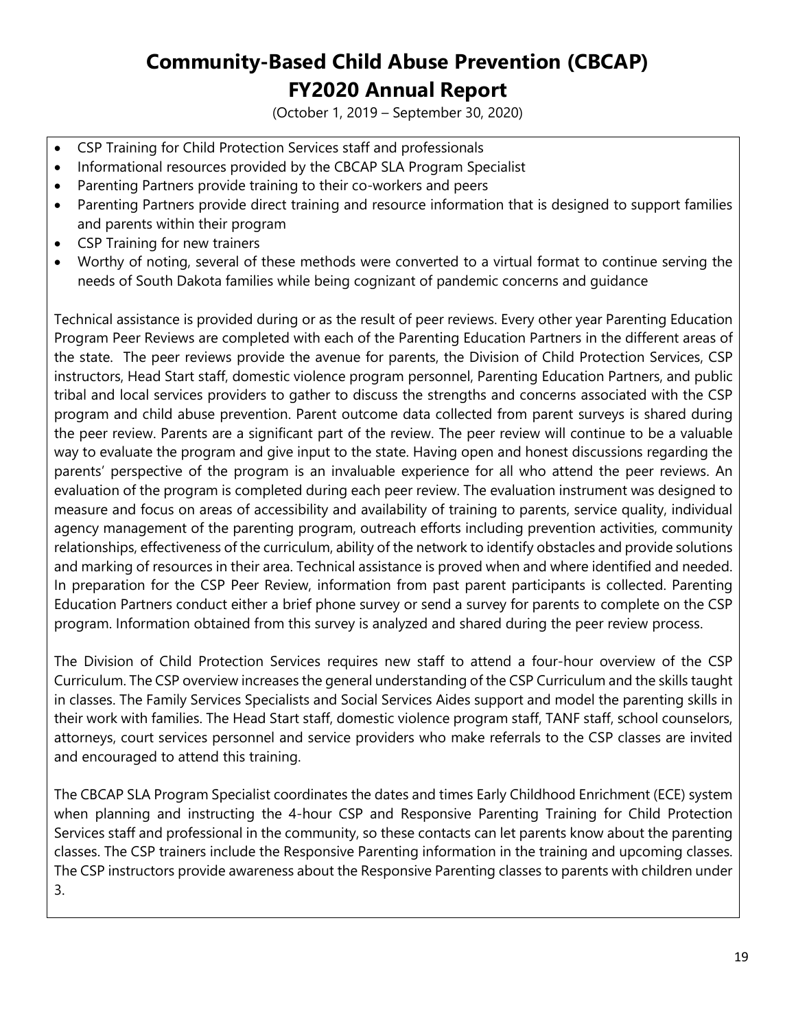- CSP Training for Child Protection Services staff and professionals
- Informational resources provided by the CBCAP SLA Program Specialist
- Parenting Partners provide training to their co-workers and peers
- Parenting Partners provide direct training and resource information that is designed to support families and parents within their program
- CSP Training for new trainers
- Worthy of noting, several of these methods were converted to a virtual format to continue serving the needs of South Dakota families while being cognizant of pandemic concerns and guidance

Technical assistance is provided during or as the result of peer reviews. Every other year Parenting Education Program Peer Reviews are completed with each of the Parenting Education Partners in the different areas of the state. The peer reviews provide the avenue for parents, the Division of Child Protection Services, CSP instructors, Head Start staff, domestic violence program personnel, Parenting Education Partners, and public tribal and local services providers to gather to discuss the strengths and concerns associated with the CSP program and child abuse prevention. Parent outcome data collected from parent surveys is shared during the peer review. Parents are a significant part of the review. The peer review will continue to be a valuable way to evaluate the program and give input to the state. Having open and honest discussions regarding the parents' perspective of the program is an invaluable experience for all who attend the peer reviews. An evaluation of the program is completed during each peer review. The evaluation instrument was designed to measure and focus on areas of accessibility and availability of training to parents, service quality, individual agency management of the parenting program, outreach efforts including prevention activities, community relationships, effectiveness of the curriculum, ability of the network to identify obstacles and provide solutions and marking of resources in their area. Technical assistance is proved when and where identified and needed. In preparation for the CSP Peer Review, information from past parent participants is collected. Parenting Education Partners conduct either a brief phone survey or send a survey for parents to complete on the CSP program. Information obtained from this survey is analyzed and shared during the peer review process.

The Division of Child Protection Services requires new staff to attend a four-hour overview of the CSP Curriculum. The CSP overview increases the general understanding of the CSP Curriculum and the skills taught in classes. The Family Services Specialists and Social Services Aides support and model the parenting skills in their work with families. The Head Start staff, domestic violence program staff, TANF staff, school counselors, attorneys, court services personnel and service providers who make referrals to the CSP classes are invited and encouraged to attend this training.

The CBCAP SLA Program Specialist coordinates the dates and times Early Childhood Enrichment (ECE) system when planning and instructing the 4-hour CSP and Responsive Parenting Training for Child Protection Services staff and professional in the community, so these contacts can let parents know about the parenting classes. The CSP trainers include the Responsive Parenting information in the training and upcoming classes. The CSP instructors provide awareness about the Responsive Parenting classes to parents with children under 3.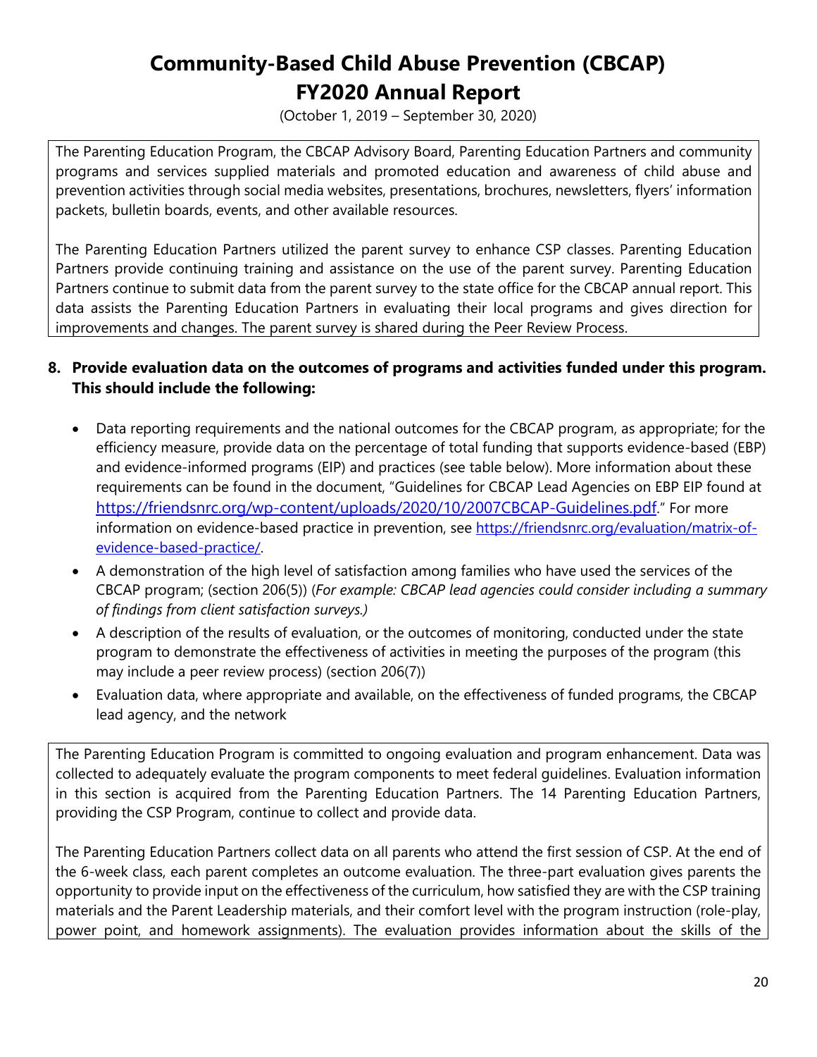# Community-Based Child Abuse Prevention (CBCAP)
# FY2020 Annual Report

(October 1, 2019 – September 30, 2020)

The Parenting Education Program, the CBCAP Advisory Board, Parenting Education Partners and community programs and services supplied materials and promoted education and awareness of child abuse and prevention activities through social media websites, presentations, brochures, newsletters, flyers' information packets, bulletin boards, events, and other available resources.

The Parenting Education Partners utilized the parent survey to enhance CSP classes. Parenting Education Partners provide continuing training and assistance on the use of the parent survey. Parenting Education Partners continue to submit data from the parent survey to the state office for the CBCAP annual report. This data assists the Parenting Education Partners in evaluating their local programs and gives direction for improvements and changes. The parent survey is shared during the Peer Review Process.

**8. Provide evaluation data on the outcomes of programs and activities funded under this program. This should include the following:**

- Data reporting requirements and the national outcomes for the CBCAP program, as appropriate; for the efficiency measure, provide data on the percentage of total funding that supports evidence-based (EBP) and evidence-informed programs (EIP) and practices (see table below). More information about these requirements can be found in the document, "Guidelines for CBCAP Lead Agencies on EBP EIP found at https://friendsnrc.org/wp-content/uploads/2020/10/2007CBCAP-Guidelines.pdf." For more information on evidence-based practice in prevention, see https://friendsnrc.org/evaluation/matrix-of-evidence-based-practice/.
- A demonstration of the high level of satisfaction among families who have used the services of the CBCAP program; (section 206(5)) (*For example: CBCAP lead agencies could consider including a summary of findings from client satisfaction surveys.)*
- A description of the results of evaluation, or the outcomes of monitoring, conducted under the state program to demonstrate the effectiveness of activities in meeting the purposes of the program (this may include a peer review process) (section 206(7))
- Evaluation data, where appropriate and available, on the effectiveness of funded programs, the CBCAP lead agency, and the network

The Parenting Education Program is committed to ongoing evaluation and program enhancement. Data was collected to adequately evaluate the program components to meet federal guidelines. Evaluation information in this section is acquired from the Parenting Education Partners. The 14 Parenting Education Partners, providing the CSP Program, continue to collect and provide data.

The Parenting Education Partners collect data on all parents who attend the first session of CSP. At the end of the 6-week class, each parent completes an outcome evaluation. The three-part evaluation gives parents the opportunity to provide input on the effectiveness of the curriculum, how satisfied they are with the CSP training materials and the Parent Leadership materials, and their comfort level with the program instruction (role-play, power point, and homework assignments). The evaluation provides information about the skills of the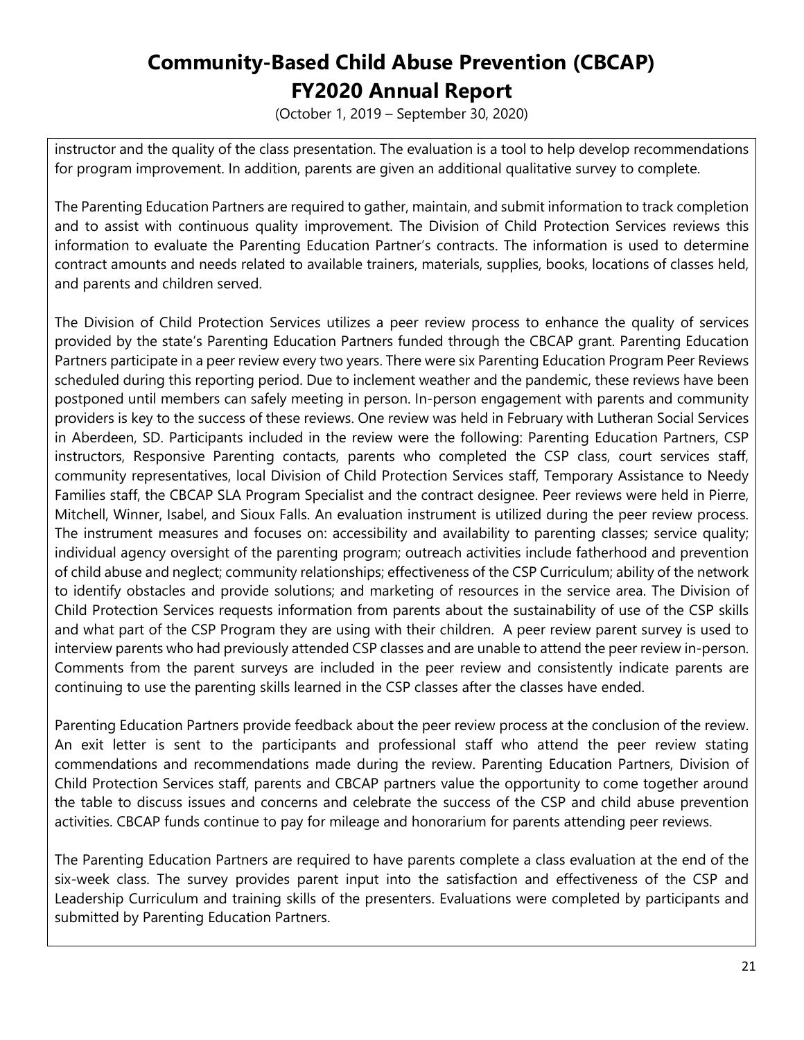instructor and the quality of the class presentation. The evaluation is a tool to help develop recommendations for program improvement. In addition, parents are given an additional qualitative survey to complete.

The Parenting Education Partners are required to gather, maintain, and submit information to track completion and to assist with continuous quality improvement. The Division of Child Protection Services reviews this information to evaluate the Parenting Education Partner's contracts. The information is used to determine contract amounts and needs related to available trainers, materials, supplies, books, locations of classes held, and parents and children served.

The Division of Child Protection Services utilizes a peer review process to enhance the quality of services provided by the state's Parenting Education Partners funded through the CBCAP grant. Parenting Education Partners participate in a peer review every two years. There were six Parenting Education Program Peer Reviews scheduled during this reporting period. Due to inclement weather and the pandemic, these reviews have been postponed until members can safely meeting in person. In-person engagement with parents and community providers is key to the success of these reviews. One review was held in February with Lutheran Social Services in Aberdeen, SD. Participants included in the review were the following: Parenting Education Partners, CSP instructors, Responsive Parenting contacts, parents who completed the CSP class, court services staff, community representatives, local Division of Child Protection Services staff, Temporary Assistance to Needy Families staff, the CBCAP SLA Program Specialist and the contract designee. Peer reviews were held in Pierre, Mitchell, Winner, Isabel, and Sioux Falls. An evaluation instrument is utilized during the peer review process. The instrument measures and focuses on: accessibility and availability to parenting classes; service quality; individual agency oversight of the parenting program; outreach activities include fatherhood and prevention of child abuse and neglect; community relationships; effectiveness of the CSP Curriculum; ability of the network to identify obstacles and provide solutions; and marketing of resources in the service area. The Division of Child Protection Services requests information from parents about the sustainability of use of the CSP skills and what part of the CSP Program they are using with their children. A peer review parent survey is used to interview parents who had previously attended CSP classes and are unable to attend the peer review in-person. Comments from the parent surveys are included in the peer review and consistently indicate parents are continuing to use the parenting skills learned in the CSP classes after the classes have ended.

Parenting Education Partners provide feedback about the peer review process at the conclusion of the review. An exit letter is sent to the participants and professional staff who attend the peer review stating commendations and recommendations made during the review. Parenting Education Partners, Division of Child Protection Services staff, parents and CBCAP partners value the opportunity to come together around the table to discuss issues and concerns and celebrate the success of the CSP and child abuse prevention activities. CBCAP funds continue to pay for mileage and honorarium for parents attending peer reviews.

The Parenting Education Partners are required to have parents complete a class evaluation at the end of the six-week class. The survey provides parent input into the satisfaction and effectiveness of the CSP and Leadership Curriculum and training skills of the presenters. Evaluations were completed by participants and submitted by Parenting Education Partners.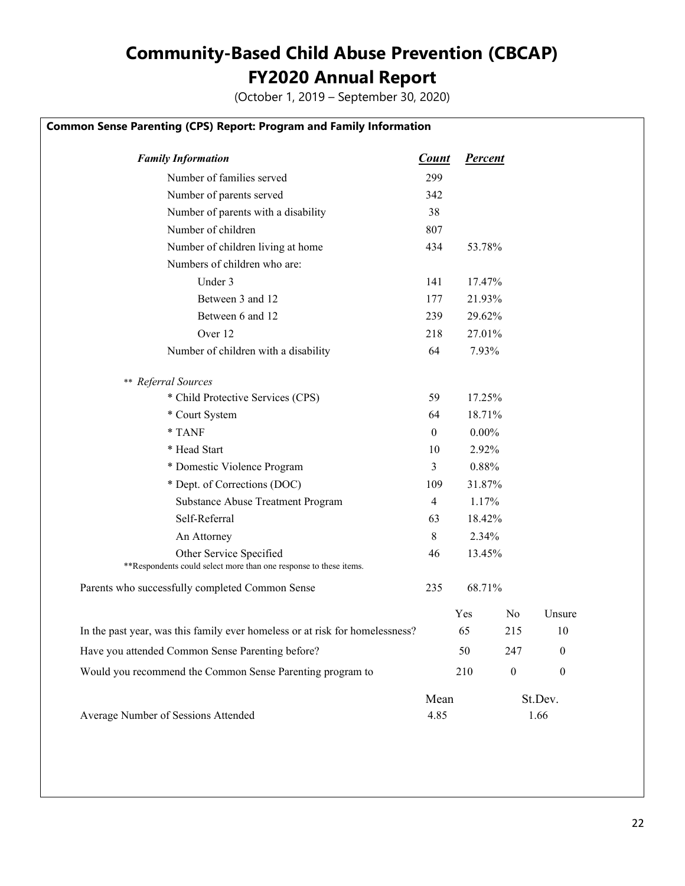# Community-Based Child Abuse Prevention (CBCAP) FY2020 Annual Report

(October 1, 2019 – September 30, 2020)

**Common Sense Parenting (CPS) Report: Program and Family Information**

| ***Family Information*** | ***Count*** | ***Percent*** |
|---|---|---|
| Number of families served | 299 | |
| Number of parents served | 342 | |
| Number of parents with a disability | 38 | |
| Number of children | 807 | |
| Number of children living at home | 434 | 53.78% |
| Numbers of children who are: | | |
| Under 3 | 141 | 17.47% |
| Between 3 and 12 | 177 | 21.93% |
| Between 6 and 12 | 239 | 29.62% |
| Over 12 | 218 | 27.01% |
| Number of children with a disability | 64 | 7.93% |
| ** *Referral Sources* | | |
| * Child Protective Services (CPS) | 59 | 17.25% |
| * Court System | 64 | 18.71% |
| * TANF | 0 | 0.00% |
| * Head Start | 10 | 2.92% |
| * Domestic Violence Program | 3 | 0.88% |
| * Dept. of Corrections (DOC) | 109 | 31.87% |
| Substance Abuse Treatment Program | 4 | 1.17% |
| Self-Referral | 63 | 18.42% |
| An Attorney | 8 | 2.34% |
| Other Service Specified | 46 | 13.45% |

**Respondents could select more than one response to these items.

| | Count | Percent |
|---|---|---|
| Parents who successfully completed Common Sense | 235 | 68.71% |

| | Yes | No | Unsure |
|---|---|---|---|
| In the past year, was this family ever homeless or at risk for homelessness? | 65 | 215 | 10 |
| Have you attended Common Sense Parenting before? | 50 | 247 | 0 |
| Would you recommend the Common Sense Parenting program to | 210 | 0 | 0 |

| | Mean | St.Dev. |
|---|---|---|
| Average Number of Sessions Attended | 4.85 | 1.66 |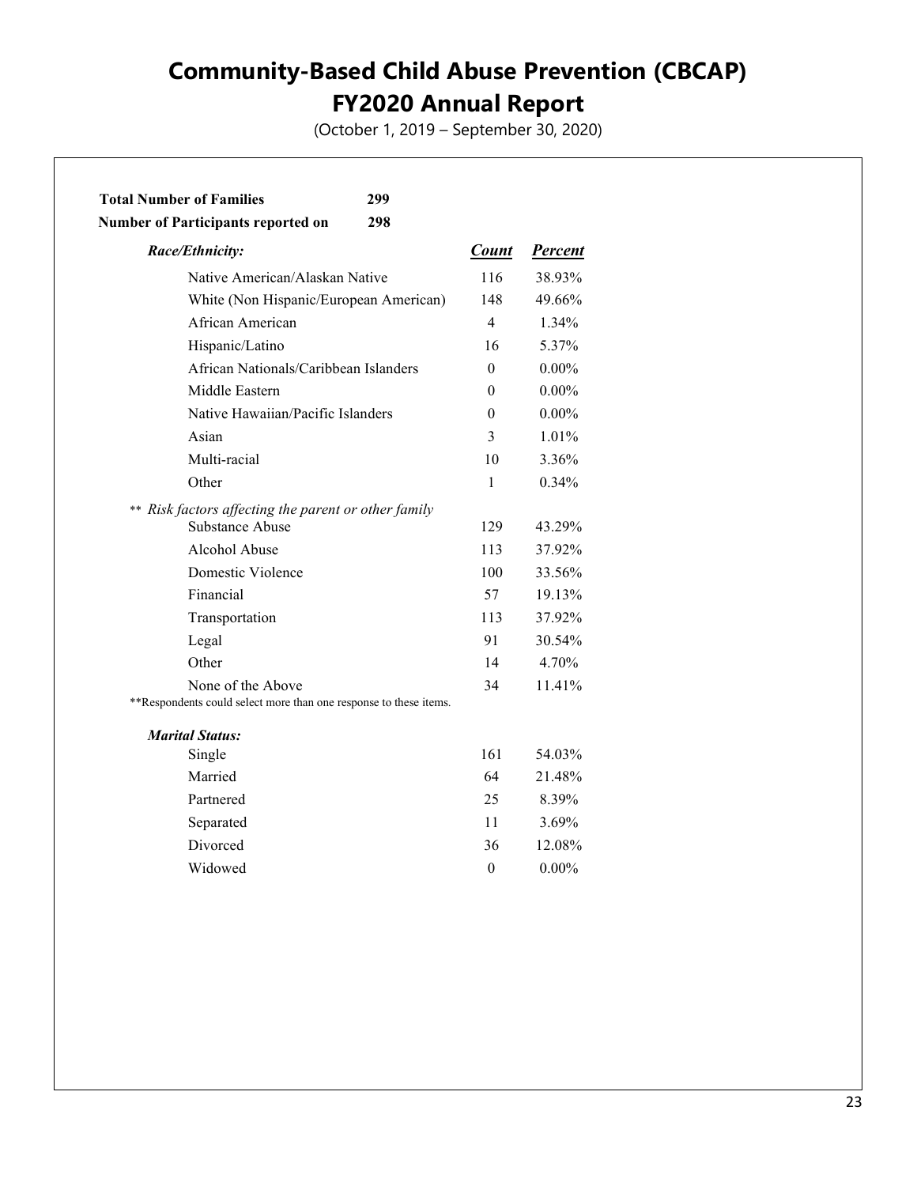# Community-Based Child Abuse Prevention (CBCAP)
# FY2020 Annual Report

(October 1, 2019 – September 30, 2020)

**Total Number of Families** **299**
**Number of Participants reported on** **298**

| ***Race/Ethnicity:*** | ***Count*** | ***Percent*** |
|---|---|---|
| Native American/Alaskan Native | 116 | 38.93% |
| White (Non Hispanic/European American) | 148 | 49.66% |
| African American | 4 | 1.34% |
| Hispanic/Latino | 16 | 5.37% |
| African Nationals/Caribbean Islanders | 0 | 0.00% |
| Middle Eastern | 0 | 0.00% |
| Native Hawaiian/Pacific Islanders | 0 | 0.00% |
| Asian | 3 | 1.01% |
| Multi-racial | 10 | 3.36% |
| Other | 1 | 0.34% |
| ** *Risk factors affecting the parent or other family* | | |
| Substance Abuse | 129 | 43.29% |
| Alcohol Abuse | 113 | 37.92% |
| Domestic Violence | 100 | 33.56% |
| Financial | 57 | 19.13% |
| Transportation | 113 | 37.92% |
| Legal | 91 | 30.54% |
| Other | 14 | 4.70% |
| None of the Above | 34 | 11.41% |

**Respondents could select more than one response to these items.

| ***Marital Status:*** | | |
|---|---|---|
| Single | 161 | 54.03% |
| Married | 64 | 21.48% |
| Partnered | 25 | 8.39% |
| Separated | 11 | 3.69% |
| Divorced | 36 | 12.08% |
| Widowed | 0 | 0.00% |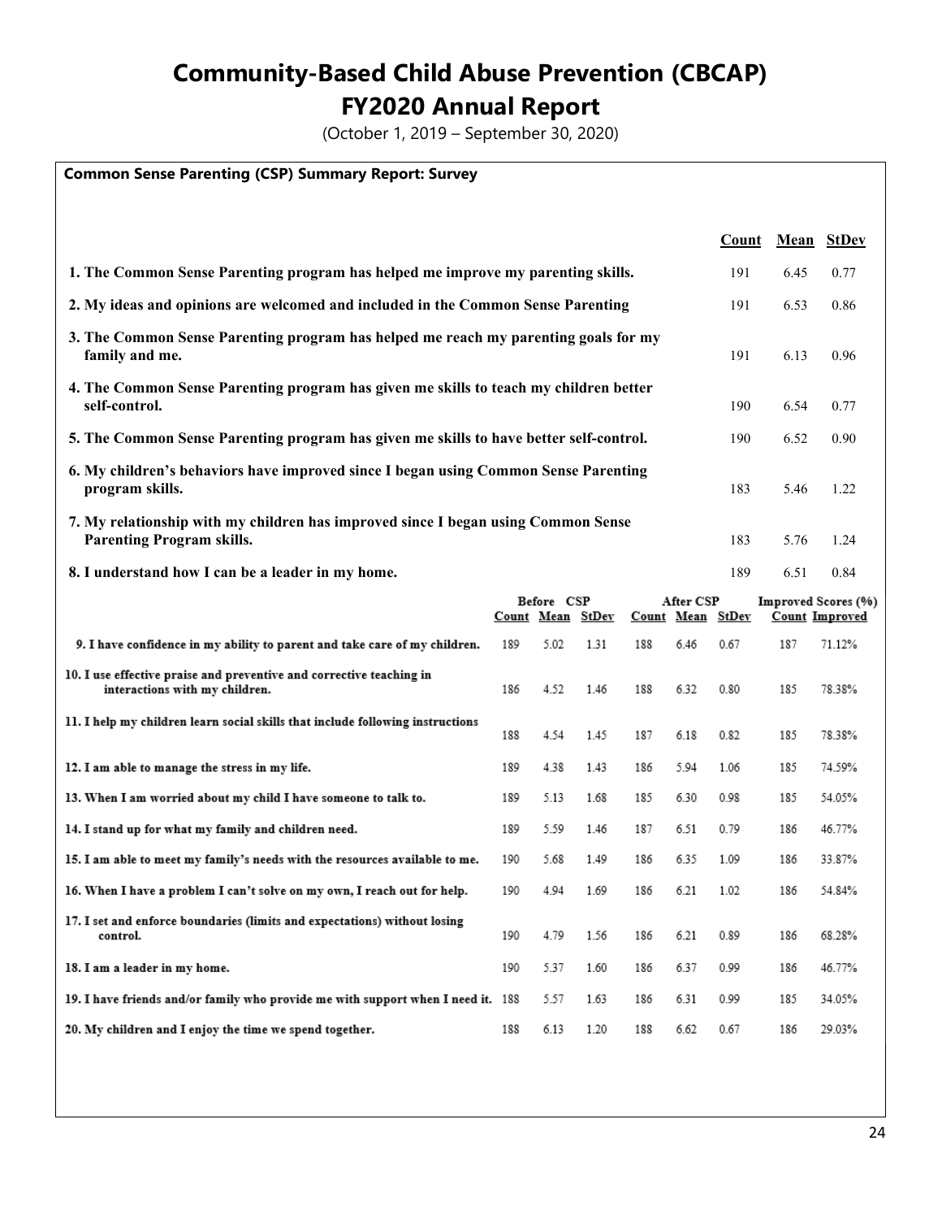# Community-Based Child Abuse Prevention (CBCAP)
# FY2020 Annual Report

(October 1, 2019 – September 30, 2020)

**Common Sense Parenting (CSP) Summary Report: Survey**

| | Count | Mean | StDev |
|---|---|---|---|
| **1. The Common Sense Parenting program has helped me improve my parenting skills.** | 191 | 6.45 | 0.77 |
| **2. My ideas and opinions are welcomed and included in the Common Sense Parenting** | 191 | 6.53 | 0.86 |
| **3. The Common Sense Parenting program has helped me reach my parenting goals for my family and me.** | 191 | 6.13 | 0.96 |
| **4. The Common Sense Parenting program has given me skills to teach my children better self-control.** | 190 | 6.54 | 0.77 |
| **5. The Common Sense Parenting program has given me skills to have better self-control.** | 190 | 6.52 | 0.90 |
| **6. My children's behaviors have improved since I began using Common Sense Parenting program skills.** | 183 | 5.46 | 1.22 |
| **7. My relationship with my children has improved since I began using Common Sense Parenting Program skills.** | 183 | 5.76 | 1.24 |
| **8. I understand how I can be a leader in my home.** | 189 | 6.51 | 0.84 |

| | Before CSP | | | After CSP | | | Improved Scores (%) | |
|---|---|---|---|---|---|---|---|---|
| | Count | Mean | StDev | Count | Mean | StDev | Count | Improved |
| 9. I have confidence in my ability to parent and take care of my children. | 189 | 5.02 | 1.31 | 188 | 6.46 | 0.67 | 187 | 71.12% |
| 10. I use effective praise and preventive and corrective teaching in interactions with my children. | 186 | 4.52 | 1.46 | 188 | 6.32 | 0.80 | 185 | 78.38% |
| 11. I help my children learn social skills that include following instructions | 188 | 4.54 | 1.45 | 187 | 6.18 | 0.82 | 185 | 78.38% |
| 12. I am able to manage the stress in my life. | 189 | 4.38 | 1.43 | 186 | 5.94 | 1.06 | 185 | 74.59% |
| 13. When I am worried about my child I have someone to talk to. | 189 | 5.13 | 1.68 | 185 | 6.30 | 0.98 | 185 | 54.05% |
| 14. I stand up for what my family and children need. | 189 | 5.59 | 1.46 | 187 | 6.51 | 0.79 | 186 | 46.77% |
| 15. I am able to meet my family's needs with the resources available to me. | 190 | 5.68 | 1.49 | 186 | 6.35 | 1.09 | 186 | 33.87% |
| 16. When I have a problem I can't solve on my own, I reach out for help. | 190 | 4.94 | 1.69 | 186 | 6.21 | 1.02 | 186 | 54.84% |
| 17. I set and enforce boundaries (limits and expectations) without losing control. | 190 | 4.79 | 1.56 | 186 | 6.21 | 0.89 | 186 | 68.28% |
| 18. I am a leader in my home. | 190 | 5.37 | 1.60 | 186 | 6.37 | 0.99 | 186 | 46.77% |
| 19. I have friends and/or family who provide me with support when I need it. | 188 | 5.57 | 1.63 | 186 | 6.31 | 0.99 | 185 | 34.05% |
| 20. My children and I enjoy the time we spend together. | 188 | 6.13 | 1.20 | 188 | 6.62 | 0.67 | 186 | 29.03% |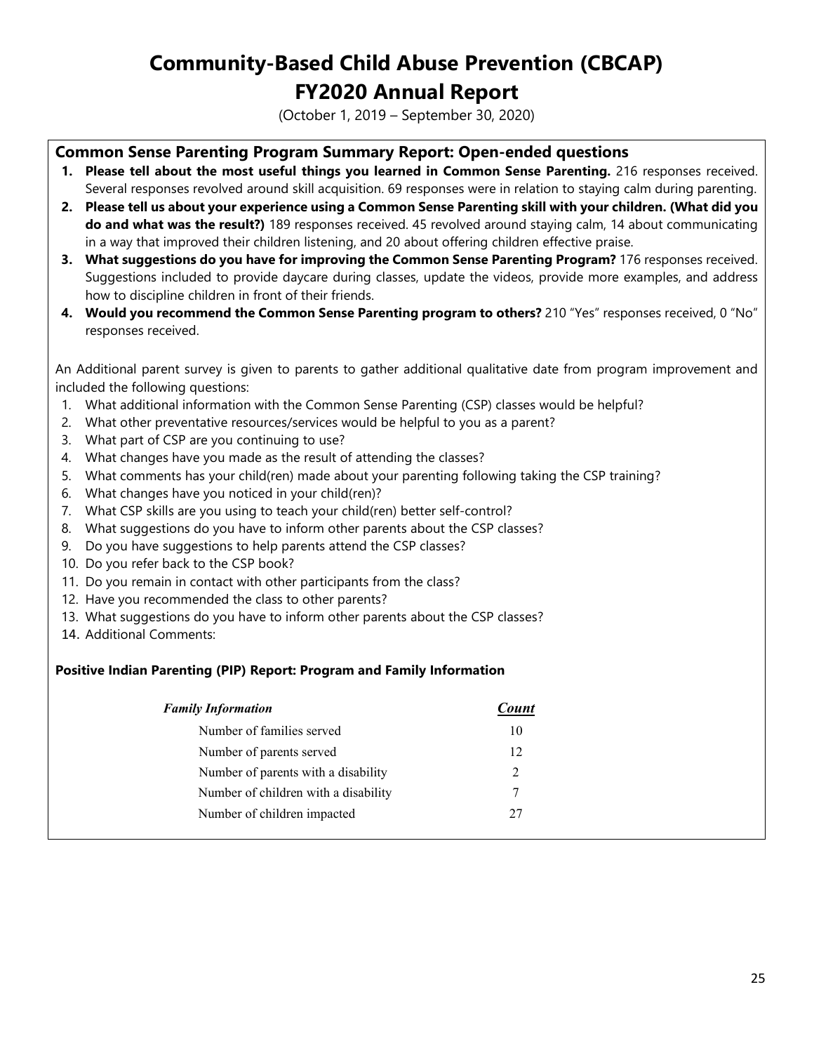# Community-Based Child Abuse Prevention (CBCAP)
# FY2020 Annual Report

(October 1, 2019 – September 30, 2020)

## Common Sense Parenting Program Summary Report: Open-ended questions

1. **Please tell about the most useful things you learned in Common Sense Parenting.** 216 responses received. Several responses revolved around skill acquisition. 69 responses were in relation to staying calm during parenting.
2. **Please tell us about your experience using a Common Sense Parenting skill with your children. (What did you do and what was the result?)** 189 responses received. 45 revolved around staying calm, 14 about communicating in a way that improved their children listening, and 20 about offering children effective praise.
3. **What suggestions do you have for improving the Common Sense Parenting Program?** 176 responses received. Suggestions included to provide daycare during classes, update the videos, provide more examples, and address how to discipline children in front of their friends.
4. **Would you recommend the Common Sense Parenting program to others?** 210 "Yes" responses received, 0 "No" responses received.

An Additional parent survey is given to parents to gather additional qualitative date from program improvement and included the following questions:

1. What additional information with the Common Sense Parenting (CSP) classes would be helpful?
2. What other preventative resources/services would be helpful to you as a parent?
3. What part of CSP are you continuing to use?
4. What changes have you made as the result of attending the classes?
5. What comments has your child(ren) made about your parenting following taking the CSP training?
6. What changes have you noticed in your child(ren)?
7. What CSP skills are you using to teach your child(ren) better self-control?
8. What suggestions do you have to inform other parents about the CSP classes?
9. Do you have suggestions to help parents attend the CSP classes?
10. Do you refer back to the CSP book?
11. Do you remain in contact with other participants from the class?
12. Have you recommended the class to other parents?
13. What suggestions do you have to inform other parents about the CSP classes?
14. Additional Comments:

**Positive Indian Parenting (PIP) Report: Program and Family Information**

| *Family Information* | *Count* |
|---|---|
| Number of families served | 10 |
| Number of parents served | 12 |
| Number of parents with a disability | 2 |
| Number of children with a disability | 7 |
| Number of children impacted | 27 |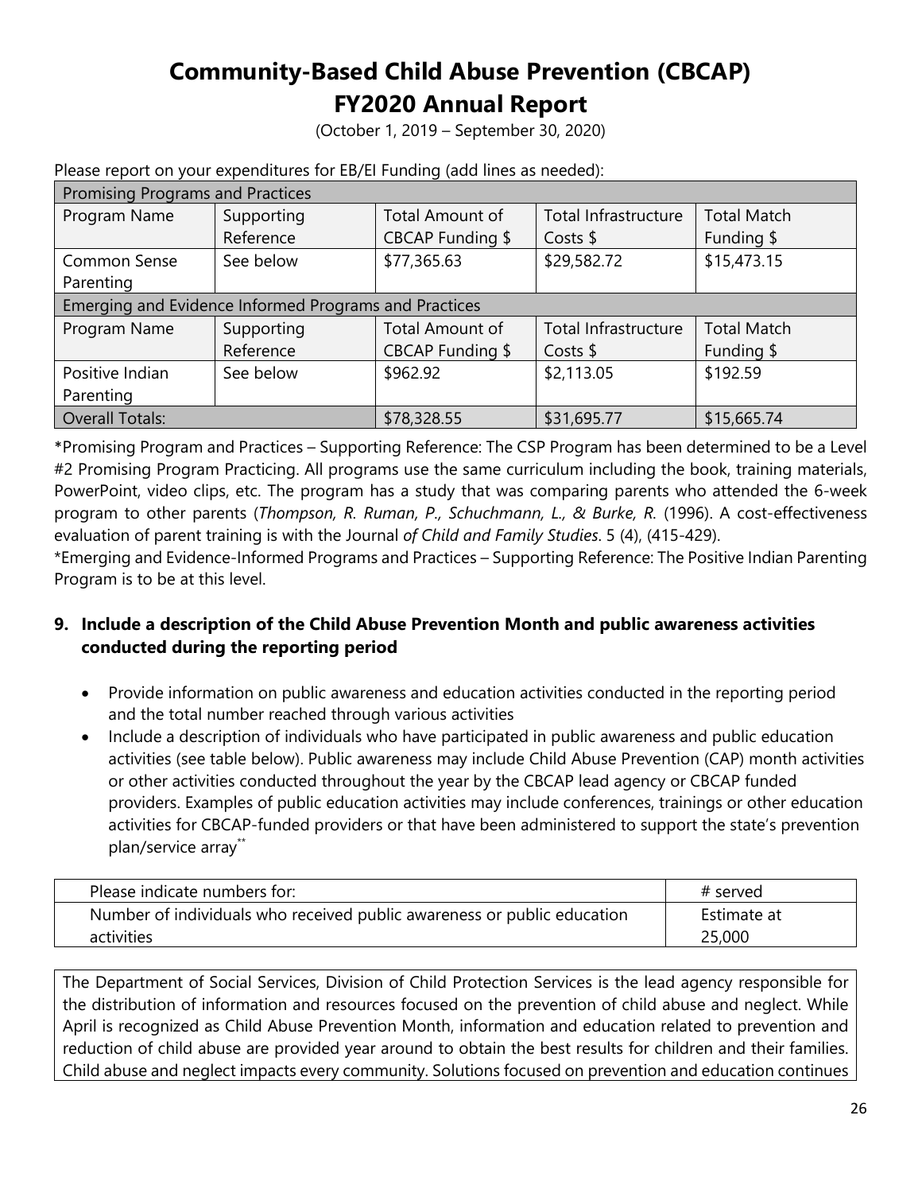# Community-Based Child Abuse Prevention (CBCAP) FY2020 Annual Report

(October 1, 2019 – September 30, 2020)

Please report on your expenditures for EB/EI Funding (add lines as needed):

| Promising Programs and Practices | | | | |
|---|---|---|---|---|
| Program Name | Supporting Reference | Total Amount of CBCAP Funding $ | Total Infrastructure Costs $ | Total Match Funding $ |
| Common Sense Parenting | See below | $77,365.63 | $29,582.72 | $15,473.15 |
| **Emerging and Evidence Informed Programs and Practices** | | | | |
| Program Name | Supporting Reference | Total Amount of CBCAP Funding $ | Total Infrastructure Costs $ | Total Match Funding $ |
| Positive Indian Parenting | See below | $962.92 | $2,113.05 | $192.59 |
| Overall Totals: | | $78,328.55 | $31,695.77 | $15,665.74 |

*Promising Program and Practices – Supporting Reference: The CSP Program has been determined to be a Level #2 Promising Program Practicing. All programs use the same curriculum including the book, training materials, PowerPoint, video clips, etc. The program has a study that was comparing parents who attended the 6-week program to other parents (*Thompson, R. Ruman, P., Schuchmann, L., & Burke, R.* (1996). A cost-effectiveness evaluation of parent training is with the Journal *of Child and Family Studies*. 5 (4), (415-429).

*Emerging and Evidence-Informed Programs and Practices – Supporting Reference: The Positive Indian Parenting Program is to be at this level.

## 9. Include a description of the Child Abuse Prevention Month and public awareness activities conducted during the reporting period

- Provide information on public awareness and education activities conducted in the reporting period and the total number reached through various activities
- Include a description of individuals who have participated in public awareness and public education activities (see table below). Public awareness may include Child Abuse Prevention (CAP) month activities or other activities conducted throughout the year by the CBCAP lead agency or CBCAP funded providers. Examples of public education activities may include conferences, trainings or other education activities for CBCAP-funded providers or that have been administered to support the state's prevention plan/service array**

| Please indicate numbers for: | # served |
|---|---|
| Number of individuals who received public awareness or public education activities | Estimate at 25,000 |

The Department of Social Services, Division of Child Protection Services is the lead agency responsible for the distribution of information and resources focused on the prevention of child abuse and neglect. While April is recognized as Child Abuse Prevention Month, information and education related to prevention and reduction of child abuse are provided year around to obtain the best results for children and their families. Child abuse and neglect impacts every community. Solutions focused on prevention and education continues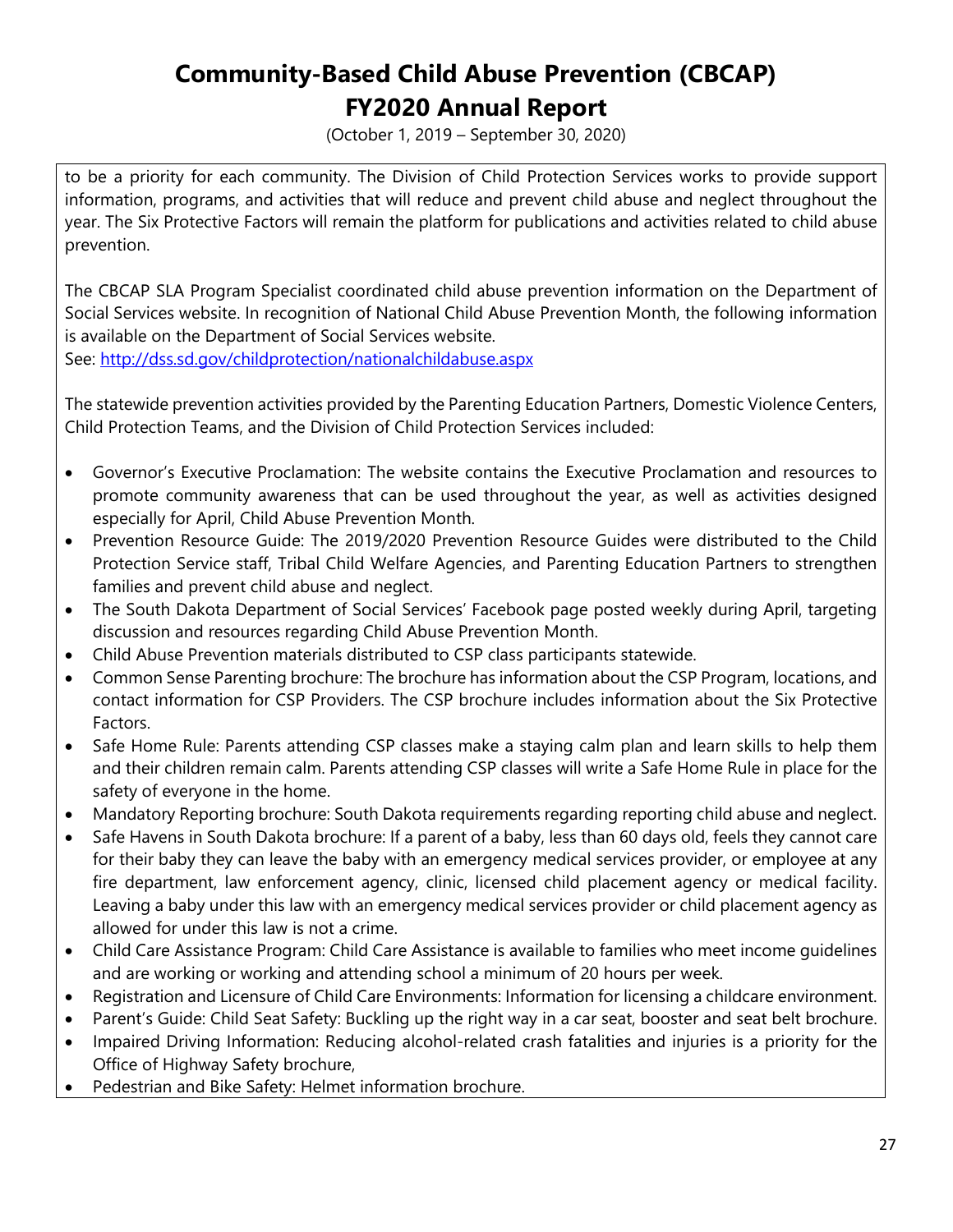to be a priority for each community. The Division of Child Protection Services works to provide support information, programs, and activities that will reduce and prevent child abuse and neglect throughout the year. The Six Protective Factors will remain the platform for publications and activities related to child abuse prevention.

The CBCAP SLA Program Specialist coordinated child abuse prevention information on the Department of Social Services website. In recognition of National Child Abuse Prevention Month, the following information is available on the Department of Social Services website.
See: [http://dss.sd.gov/childprotection/nationalchildabuse.aspx](http://dss.sd.gov/childprotection/nationalchildabuse.aspx)

The statewide prevention activities provided by the Parenting Education Partners, Domestic Violence Centers, Child Protection Teams, and the Division of Child Protection Services included:

- Governor's Executive Proclamation: The website contains the Executive Proclamation and resources to promote community awareness that can be used throughout the year, as well as activities designed especially for April, Child Abuse Prevention Month.
- Prevention Resource Guide: The 2019/2020 Prevention Resource Guides were distributed to the Child Protection Service staff, Tribal Child Welfare Agencies, and Parenting Education Partners to strengthen families and prevent child abuse and neglect.
- The South Dakota Department of Social Services' Facebook page posted weekly during April, targeting discussion and resources regarding Child Abuse Prevention Month.
- Child Abuse Prevention materials distributed to CSP class participants statewide.
- Common Sense Parenting brochure: The brochure has information about the CSP Program, locations, and contact information for CSP Providers. The CSP brochure includes information about the Six Protective Factors.
- Safe Home Rule: Parents attending CSP classes make a staying calm plan and learn skills to help them and their children remain calm. Parents attending CSP classes will write a Safe Home Rule in place for the safety of everyone in the home.
- Mandatory Reporting brochure: South Dakota requirements regarding reporting child abuse and neglect.
- Safe Havens in South Dakota brochure: If a parent of a baby, less than 60 days old, feels they cannot care for their baby they can leave the baby with an emergency medical services provider, or employee at any fire department, law enforcement agency, clinic, licensed child placement agency or medical facility. Leaving a baby under this law with an emergency medical services provider or child placement agency as allowed for under this law is not a crime.
- Child Care Assistance Program: Child Care Assistance is available to families who meet income guidelines and are working or working and attending school a minimum of 20 hours per week.
- Registration and Licensure of Child Care Environments: Information for licensing a childcare environment.
- Parent's Guide: Child Seat Safety: Buckling up the right way in a car seat, booster and seat belt brochure.
- Impaired Driving Information: Reducing alcohol-related crash fatalities and injuries is a priority for the Office of Highway Safety brochure,
- Pedestrian and Bike Safety: Helmet information brochure.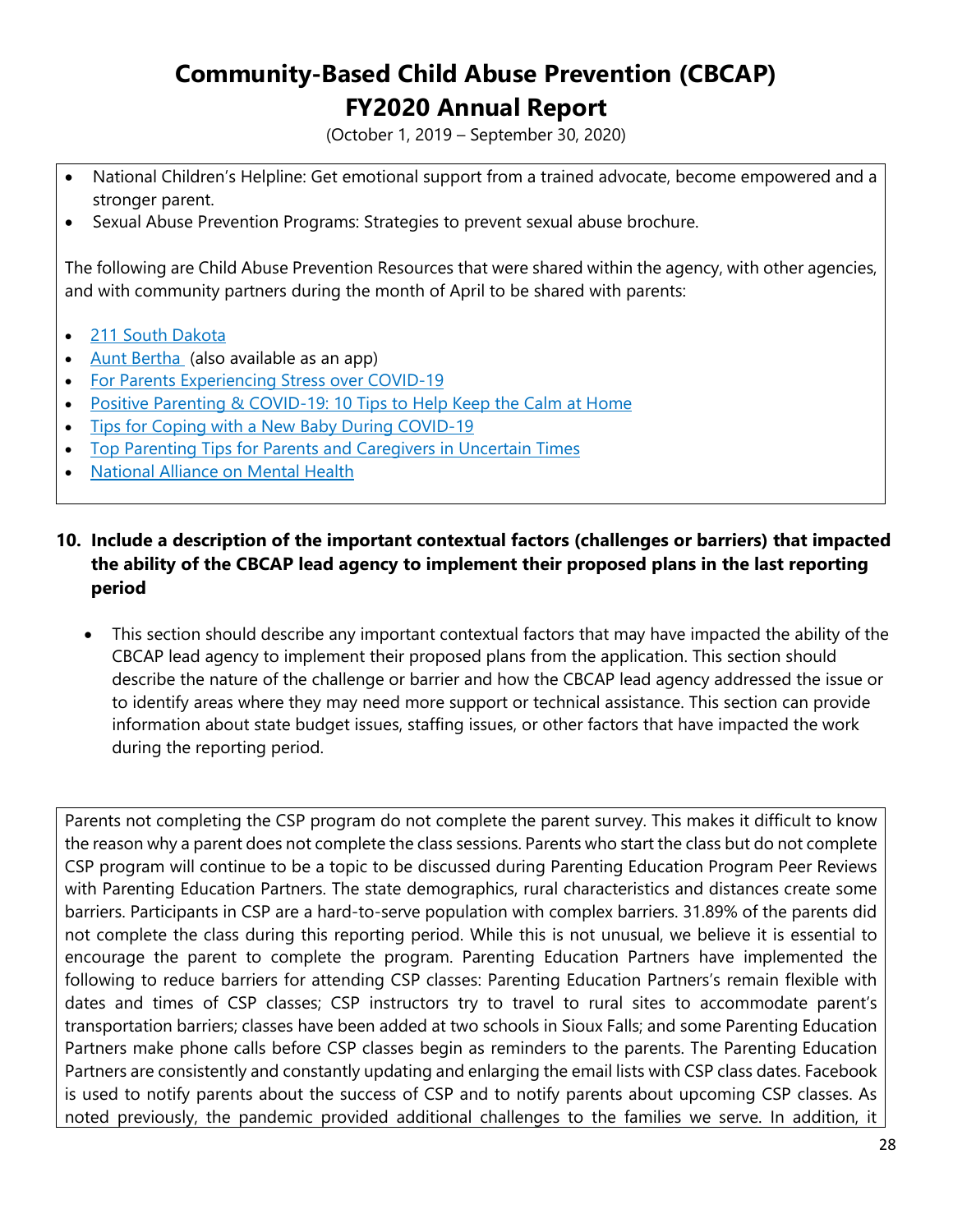- National Children's Helpline: Get emotional support from a trained advocate, become empowered and a stronger parent.
- Sexual Abuse Prevention Programs: Strategies to prevent sexual abuse brochure.

The following are Child Abuse Prevention Resources that were shared within the agency, with other agencies, and with community partners during the month of April to be shared with parents:

- [211 South Dakota]()
- [Aunt Bertha]() (also available as an app)
- [For Parents Experiencing Stress over COVID-19]()
- [Positive Parenting & COVID-19: 10 Tips to Help Keep the Calm at Home]()
- [Tips for Coping with a New Baby During COVID-19]()
- [Top Parenting Tips for Parents and Caregivers in Uncertain Times]()
- [National Alliance on Mental Health]()

**10. Include a description of the important contextual factors (challenges or barriers) that impacted the ability of the CBCAP lead agency to implement their proposed plans in the last reporting period**

- This section should describe any important contextual factors that may have impacted the ability of the CBCAP lead agency to implement their proposed plans from the application. This section should describe the nature of the challenge or barrier and how the CBCAP lead agency addressed the issue or to identify areas where they may need more support or technical assistance. This section can provide information about state budget issues, staffing issues, or other factors that have impacted the work during the reporting period.

Parents not completing the CSP program do not complete the parent survey. This makes it difficult to know the reason why a parent does not complete the class sessions. Parents who start the class but do not complete CSP program will continue to be a topic to be discussed during Parenting Education Program Peer Reviews with Parenting Education Partners. The state demographics, rural characteristics and distances create some barriers. Participants in CSP are a hard-to-serve population with complex barriers. 31.89% of the parents did not complete the class during this reporting period. While this is not unusual, we believe it is essential to encourage the parent to complete the program. Parenting Education Partners have implemented the following to reduce barriers for attending CSP classes: Parenting Education Partners's remain flexible with dates and times of CSP classes; CSP instructors try to travel to rural sites to accommodate parent's transportation barriers; classes have been added at two schools in Sioux Falls; and some Parenting Education Partners make phone calls before CSP classes begin as reminders to the parents. The Parenting Education Partners are consistently and constantly updating and enlarging the email lists with CSP class dates. Facebook is used to notify parents about the success of CSP and to notify parents about upcoming CSP classes. As noted previously, the pandemic provided additional challenges to the families we serve. In addition, it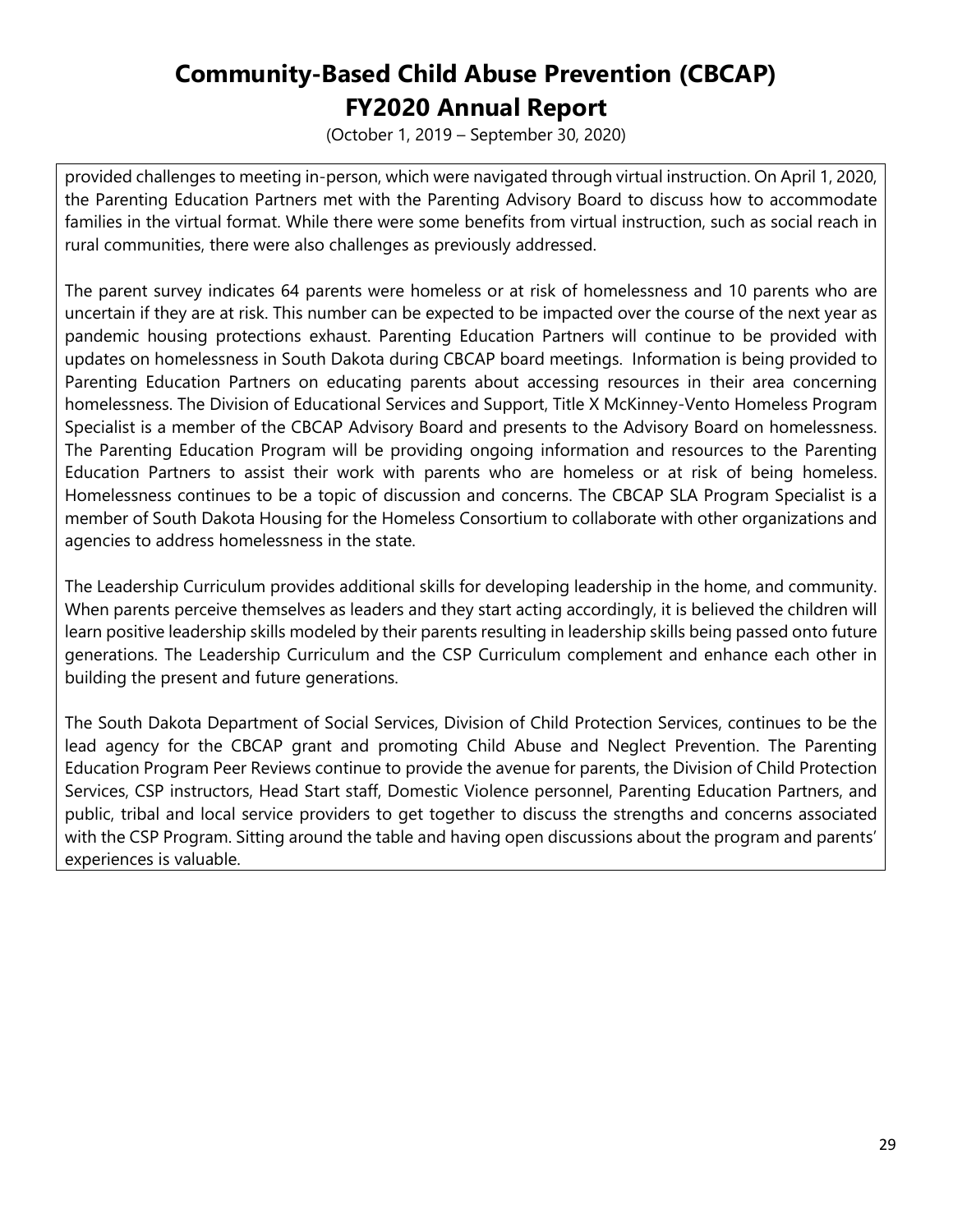provided challenges to meeting in-person, which were navigated through virtual instruction. On April 1, 2020, the Parenting Education Partners met with the Parenting Advisory Board to discuss how to accommodate families in the virtual format. While there were some benefits from virtual instruction, such as social reach in rural communities, there were also challenges as previously addressed.

The parent survey indicates 64 parents were homeless or at risk of homelessness and 10 parents who are uncertain if they are at risk. This number can be expected to be impacted over the course of the next year as pandemic housing protections exhaust. Parenting Education Partners will continue to be provided with updates on homelessness in South Dakota during CBCAP board meetings. Information is being provided to Parenting Education Partners on educating parents about accessing resources in their area concerning homelessness. The Division of Educational Services and Support, Title X McKinney-Vento Homeless Program Specialist is a member of the CBCAP Advisory Board and presents to the Advisory Board on homelessness. The Parenting Education Program will be providing ongoing information and resources to the Parenting Education Partners to assist their work with parents who are homeless or at risk of being homeless. Homelessness continues to be a topic of discussion and concerns. The CBCAP SLA Program Specialist is a member of South Dakota Housing for the Homeless Consortium to collaborate with other organizations and agencies to address homelessness in the state.

The Leadership Curriculum provides additional skills for developing leadership in the home, and community. When parents perceive themselves as leaders and they start acting accordingly, it is believed the children will learn positive leadership skills modeled by their parents resulting in leadership skills being passed onto future generations. The Leadership Curriculum and the CSP Curriculum complement and enhance each other in building the present and future generations.

The South Dakota Department of Social Services, Division of Child Protection Services, continues to be the lead agency for the CBCAP grant and promoting Child Abuse and Neglect Prevention. The Parenting Education Program Peer Reviews continue to provide the avenue for parents, the Division of Child Protection Services, CSP instructors, Head Start staff, Domestic Violence personnel, Parenting Education Partners, and public, tribal and local service providers to get together to discuss the strengths and concerns associated with the CSP Program. Sitting around the table and having open discussions about the program and parents' experiences is valuable.